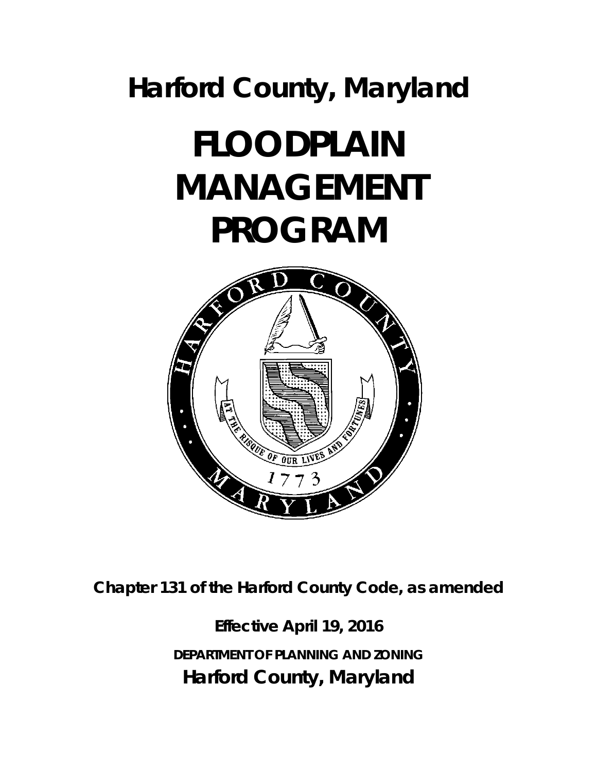# Harford County, Maryland

# FLOODPLAIN MANAGEMENT PROGRAM

**Chapter 131 of the Harford County Code, as amended**

**Effective April 19, 2016**

**DEPARTMENT OF PLANNING AND ZONING**

**Harford County, Maryland**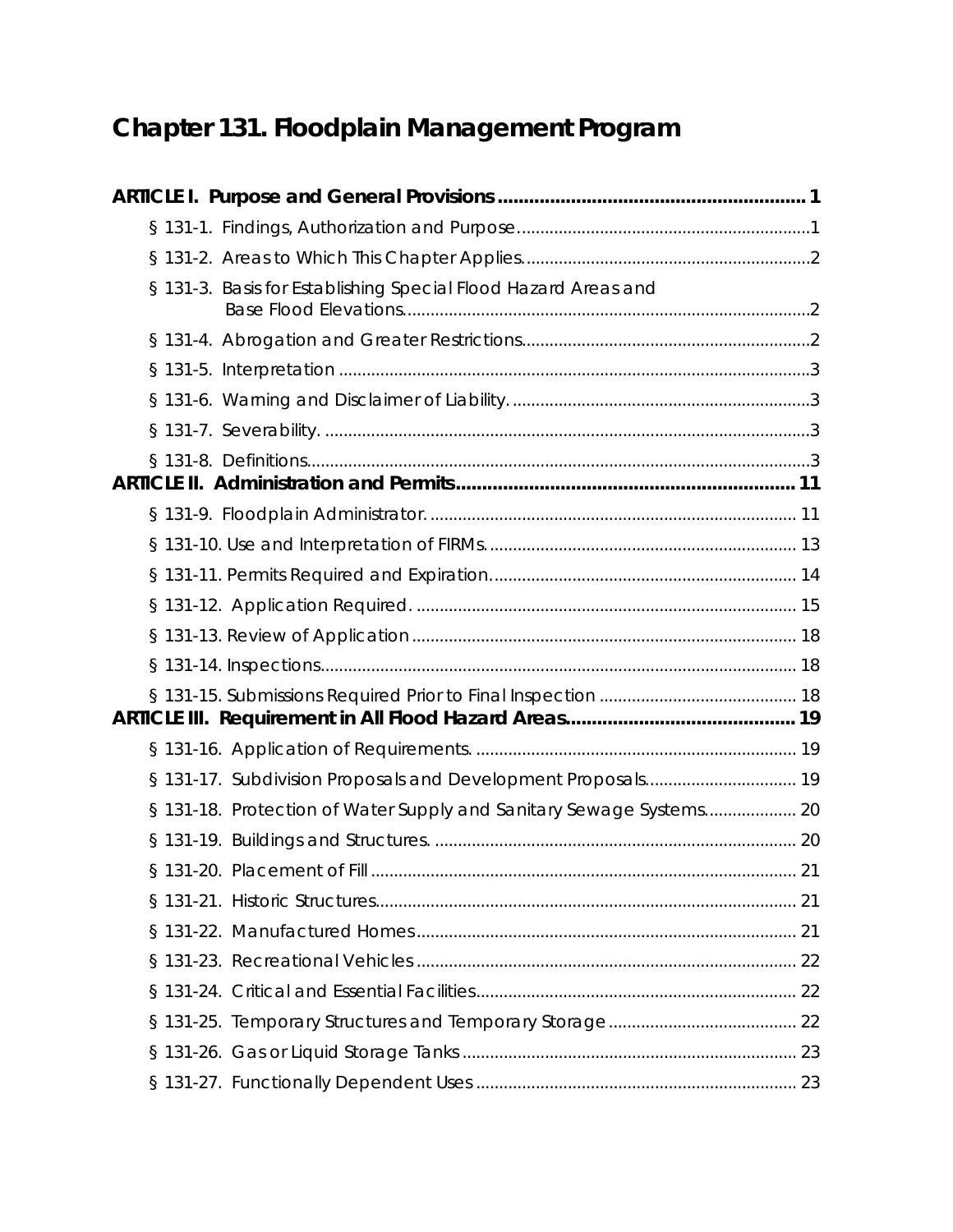# Chapter 131. Floodplain Management Program

**ARTICLE I. Purpose and General Provisions** ........................................................ **1**

§ 131-1. Findings, Authorization and Purpose ........................................................ 1

§ 131-2. Areas to Which This Chapter Applies ........................................................ 2

§ 131-3. Basis for Establishing Special Flood Hazard Areas and Base Flood Elevations ........................................................ 2

§ 131-4. Abrogation and Greater Restrictions ........................................................ 2

§ 131-5. Interpretation ........................................................ 3

§ 131-6. Warning and Disclaimer of Liability. ........................................................ 3

§ 131-7. Severability. ........................................................ 3

§ 131-8. Definitions ........................................................ 3

**ARTICLE II. Administration and Permits** ........................................................ **11**

§ 131-9. Floodplain Administrator. ........................................................ 11

§ 131-10. Use and Interpretation of FIRMs. ........................................................ 13

§ 131-11. Permits Required and Expiration. ........................................................ 14

§ 131-12. Application Required. ........................................................ 15

§ 131-13. Review of Application ........................................................ 18

§ 131-14. Inspections ........................................................ 18

§ 131-15. Submissions Required Prior to Final Inspection ........................................................ 18

**ARTICLE III. Requirement in All Flood Hazard Areas** ........................................................ **19**

§ 131-16. Application of Requirements. ........................................................ 19

§ 131-17. Subdivision Proposals and Development Proposals. ........................................................ 19

§ 131-18. Protection of Water Supply and Sanitary Sewage Systems ........................................................ 20

§ 131-19. Buildings and Structures. ........................................................ 20

§ 131-20. Placement of Fill ........................................................ 21

§ 131-21. Historic Structures ........................................................ 21

§ 131-22. Manufactured Homes ........................................................ 21

§ 131-23. Recreational Vehicles ........................................................ 22

§ 131-24. Critical and Essential Facilities ........................................................ 22

§ 131-25. Temporary Structures and Temporary Storage ........................................................ 22

§ 131-26. Gas or Liquid Storage Tanks ........................................................ 23

§ 131-27. Functionally Dependent Uses ........................................................ 23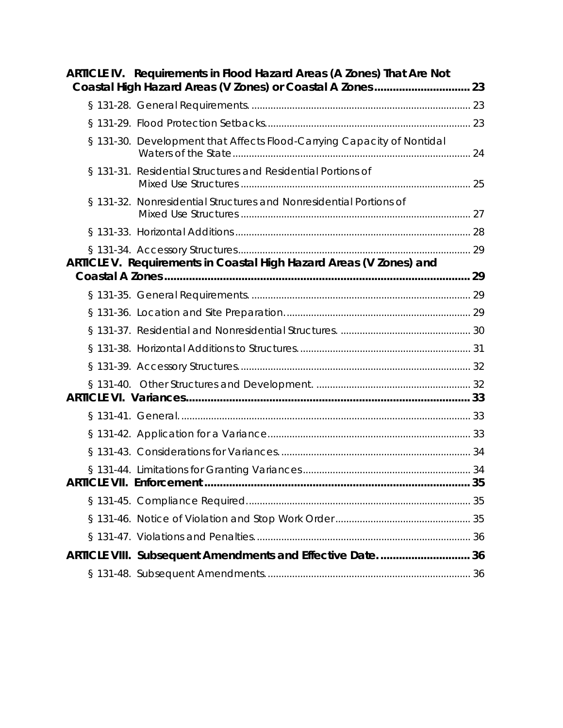**ARTICLE IV. Requirements in Flood Hazard Areas (A Zones) That Are Not Coastal High Hazard Areas (V Zones) or Coastal A Zones .............................. 23**

§ 131-28. General Requirements. ................................................................................ 23

§ 131-29. Flood Protection Setbacks........................................................................... 23

§ 131-30. Development that Affects Flood-Carrying Capacity of Nontidal Waters of the State ....................................................................................... 24

§ 131-31. Residential Structures and Residential Portions of Mixed Use Structures .................................................................................... 25

§ 131-32. Nonresidential Structures and Nonresidential Portions of Mixed Use Structures .................................................................................... 27

§ 131-33. Horizontal Additions...................................................................................... 28

§ 131-34. Accessory Structures..................................................................................... 29

**ARTICLE V. Requirements in Coastal High Hazard Areas (V Zones) and Coastal A Zones ........................................................................................................ 29**

§ 131-35. General Requirements. ................................................................................ 29

§ 131-36. Location and Site Preparation. ................................................................... 29

§ 131-37. Residential and Nonresidential Structures. ................................................ 30

§ 131-38. Horizontal Additions to Structures. .............................................................. 31

§ 131-39. Accessory Structures. .................................................................................... 32

§ 131-40. Other Structures and Development. ......................................................... 32

**ARTICLE VI. Variances............................................................................................ 33**

§ 131-41. General. .......................................................................................................... 33

§ 131-42. Application for a Variance.......................................................................... 33

§ 131-43. Considerations for Variances. ..................................................................... 34

§ 131-44. Limitations for Granting Variances............................................................. 34

**ARTICLE VII. Enforcement ...................................................................................... 35**

§ 131-45. Compliance Required.................................................................................. 35

§ 131-46. Notice of Violation and Stop Work Order................................................. 35

§ 131-47. Violations and Penalties. .............................................................................. 36

**ARTICLE VIII. Subsequent Amendments and Effective Date. ............................ 36**

§ 131-48. Subsequent Amendments. .......................................................................... 36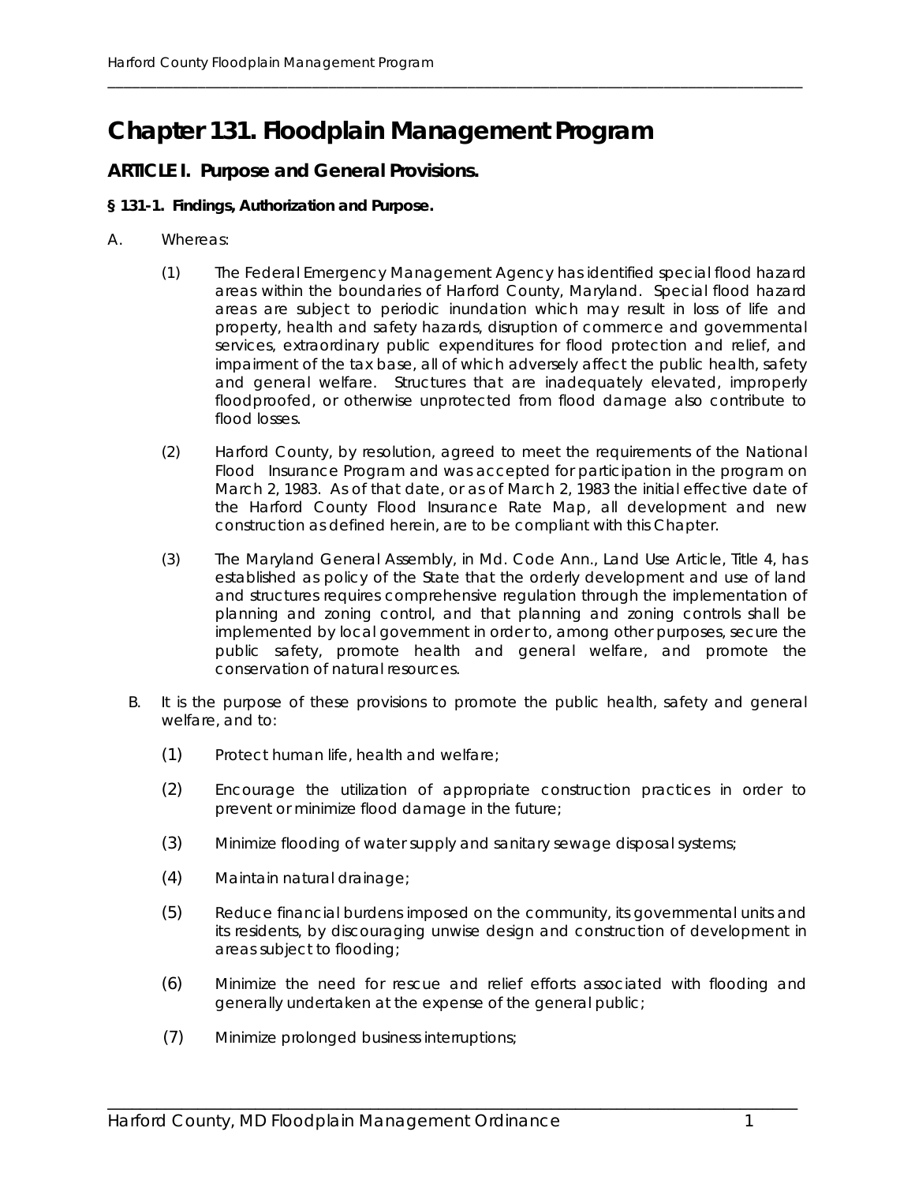# Chapter 131. Floodplain Management Program

## ARTICLE I. Purpose and General Provisions.

**§ 131-1. Findings, Authorization and Purpose.**

A. Whereas:

(1) The Federal Emergency Management Agency has identified special flood hazard areas within the boundaries of Harford County, Maryland. Special flood hazard areas are subject to periodic inundation which may result in loss of life and property, health and safety hazards, disruption of commerce and governmental services, extraordinary public expenditures for flood protection and relief, and impairment of the tax base, all of which adversely affect the public health, safety and general welfare. Structures that are inadequately elevated, improperly floodproofed, or otherwise unprotected from flood damage also contribute to flood losses.

(2) Harford County, by resolution, agreed to meet the requirements of the National Flood Insurance Program and was accepted for participation in the program on March 2, 1983. As of that date, or as of March 2, 1983 the initial effective date of the Harford County Flood Insurance Rate Map, all development and new construction as defined herein, are to be compliant with this Chapter.

(3) The Maryland General Assembly, in Md. Code Ann., Land Use Article, Title 4, has established as policy of the State that the orderly development and use of land and structures requires comprehensive regulation through the implementation of planning and zoning control, and that planning and zoning controls shall be implemented by local government in order to, among other purposes, secure the public safety, promote health and general welfare, and promote the conservation of natural resources.

B. It is the purpose of these provisions to promote the public health, safety and general welfare, and to:

(1) Protect human life, health and welfare;

(2) Encourage the utilization of appropriate construction practices in order to prevent or minimize flood damage in the future;

(3) Minimize flooding of water supply and sanitary sewage disposal systems;

(4) Maintain natural drainage;

(5) Reduce financial burdens imposed on the community, its governmental units and its residents, by discouraging unwise design and construction of development in areas subject to flooding;

(6) Minimize the need for rescue and relief efforts associated with flooding and generally undertaken at the expense of the general public;

(7) Minimize prolonged business interruptions;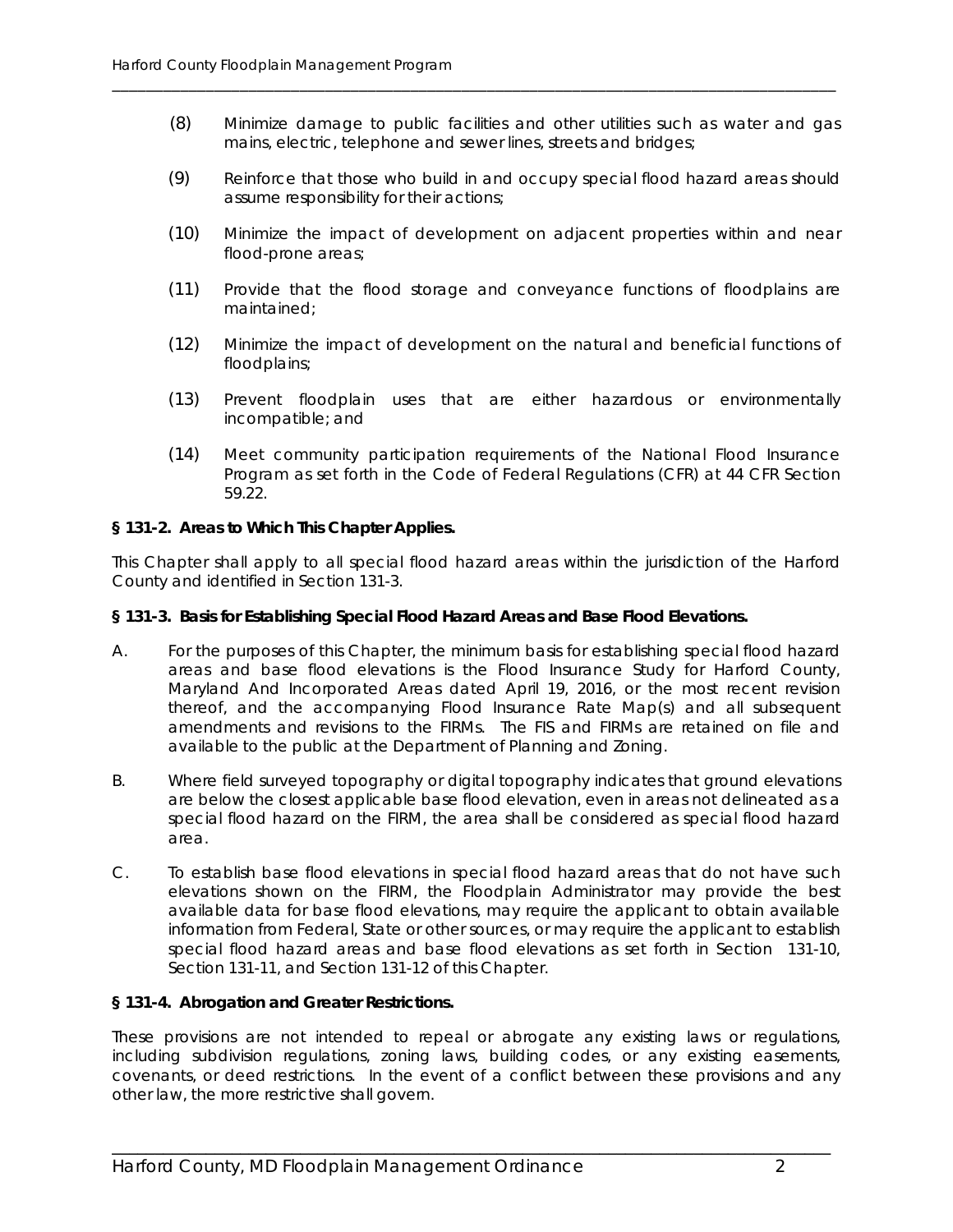(8) Minimize damage to public facilities and other utilities such as water and gas mains, electric, telephone and sewer lines, streets and bridges;

(9) Reinforce that those who build in and occupy special flood hazard areas should assume responsibility for their actions;

(10) Minimize the impact of development on adjacent properties within and near flood-prone areas;

(11) Provide that the flood storage and conveyance functions of floodplains are maintained;

(12) Minimize the impact of development on the natural and beneficial functions of floodplains;

(13) Prevent floodplain uses that are either hazardous or environmentally incompatible; and

(14) Meet community participation requirements of the National Flood Insurance Program as set forth in the Code of Federal Regulations (CFR) at 44 CFR Section 59.22.

**§ 131-2. Areas to Which This Chapter Applies.**

This Chapter shall apply to all special flood hazard areas within the jurisdiction of the Harford County and identified in Section 131-3.

**§ 131-3. Basis for Establishing Special Flood Hazard Areas and Base Flood Elevations.**

A. For the purposes of this Chapter, the minimum basis for establishing special flood hazard areas and base flood elevations is the Flood Insurance Study for Harford County, Maryland And Incorporated Areas dated April 19, 2016, or the most recent revision thereof, and the accompanying Flood Insurance Rate Map(s) and all subsequent amendments and revisions to the FIRMs. The FIS and FIRMs are retained on file and available to the public at the Department of Planning and Zoning.

B. Where field surveyed topography or digital topography indicates that ground elevations are below the closest applicable base flood elevation, even in areas not delineated as a special flood hazard on the FIRM, the area shall be considered as special flood hazard area.

C. To establish base flood elevations in special flood hazard areas that do not have such elevations shown on the FIRM, the Floodplain Administrator may provide the best available data for base flood elevations, may require the applicant to obtain available information from Federal, State or other sources, or may require the applicant to establish special flood hazard areas and base flood elevations as set forth in Section 131-10, Section 131-11, and Section 131-12 of this Chapter.

**§ 131-4. Abrogation and Greater Restrictions.**

These provisions are not intended to repeal or abrogate any existing laws or regulations, including subdivision regulations, zoning laws, building codes, or any existing easements, covenants, or deed restrictions. In the event of a conflict between these provisions and any other law, the more restrictive shall govern.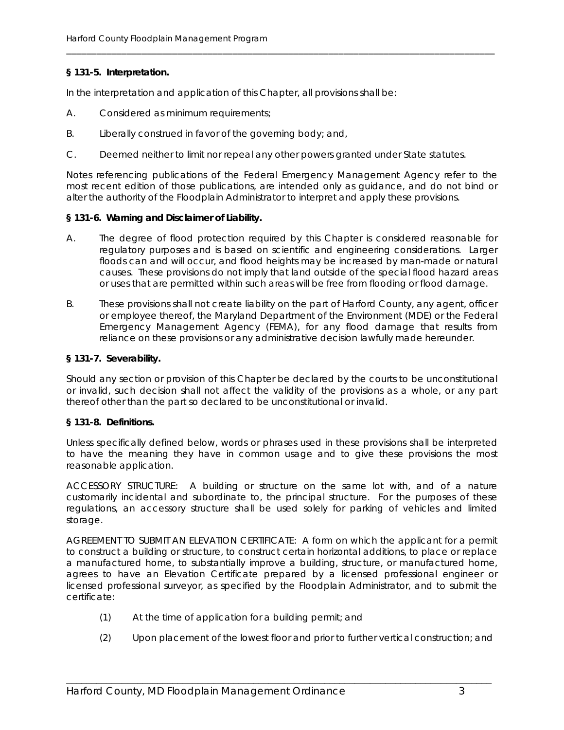**§ 131-5. Interpretation.**

In the interpretation and application of this Chapter, all provisions shall be:

A. Considered as minimum requirements;

B. Liberally construed in favor of the governing body; and,

C. Deemed neither to limit nor repeal any other powers granted under State statutes.

Notes referencing publications of the Federal Emergency Management Agency refer to the most recent edition of those publications, are intended only as guidance, and do not bind or alter the authority of the Floodplain Administrator to interpret and apply these provisions.

**§ 131-6. Warning and Disclaimer of Liability.**

A. The degree of flood protection required by this Chapter is considered reasonable for regulatory purposes and is based on scientific and engineering considerations. Larger floods can and will occur, and flood heights may be increased by man-made or natural causes. These provisions do not imply that land outside of the special flood hazard areas or uses that are permitted within such areas will be free from flooding or flood damage.

B. These provisions shall not create liability on the part of Harford County, any agent, officer or employee thereof, the Maryland Department of the Environment (MDE) or the Federal Emergency Management Agency (FEMA), for any flood damage that results from reliance on these provisions or any administrative decision lawfully made hereunder.

**§ 131-7. Severability.**

Should any section or provision of this Chapter be declared by the courts to be unconstitutional or invalid, such decision shall not affect the validity of the provisions as a whole, or any part thereof other than the part so declared to be unconstitutional or invalid.

**§ 131-8. Definitions.**

Unless specifically defined below, words or phrases used in these provisions shall be interpreted to have the meaning they have in common usage and to give these provisions the most reasonable application.

ACCESSORY STRUCTURE: A building or structure on the same lot with, and of a nature customarily incidental and subordinate to, the principal structure. For the purposes of these regulations, an accessory structure shall be used solely for parking of vehicles and limited storage.

AGREEMENT TO SUBMIT AN ELEVATION CERTIFICATE: A form on which the applicant for a permit to construct a building or structure, to construct certain horizontal additions, to place or replace a manufactured home, to substantially improve a building, structure, or manufactured home, agrees to have an Elevation Certificate prepared by a licensed professional engineer or licensed professional surveyor, as specified by the Floodplain Administrator, and to submit the certificate:

(1) At the time of application for a building permit; and

(2) Upon placement of the lowest floor and prior to further vertical construction; and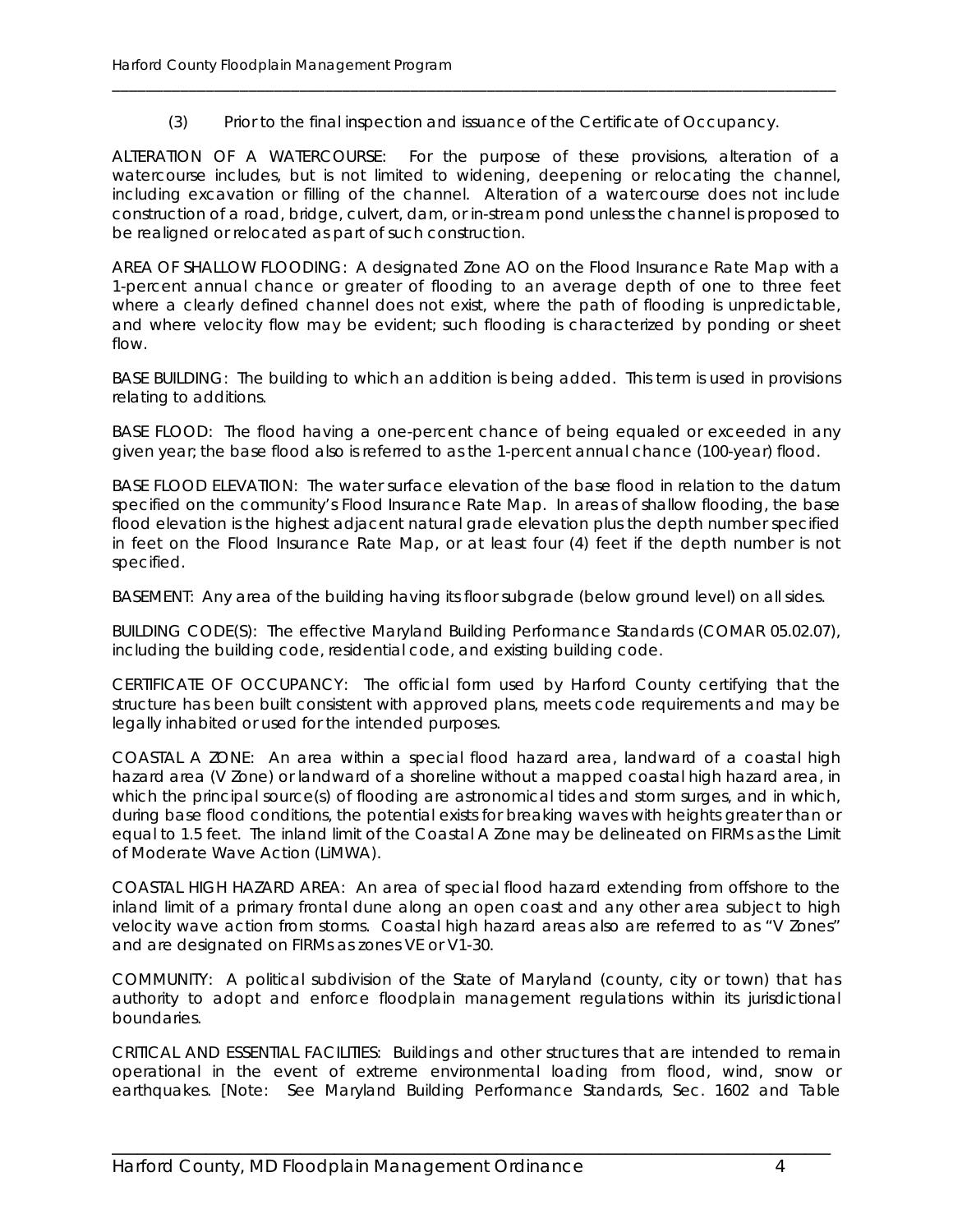(3) Prior to the final inspection and issuance of the Certificate of Occupancy.

ALTERATION OF A WATERCOURSE: For the purpose of these provisions, alteration of a watercourse includes, but is not limited to widening, deepening or relocating the channel, including excavation or filling of the channel. Alteration of a watercourse does not include construction of a road, bridge, culvert, dam, or in-stream pond unless the channel is proposed to be realigned or relocated as part of such construction.

AREA OF SHALLOW FLOODING: A designated Zone AO on the Flood Insurance Rate Map with a 1-percent annual chance or greater of flooding to an average depth of one to three feet where a clearly defined channel does not exist, where the path of flooding is unpredictable, and where velocity flow may be evident; such flooding is characterized by ponding or sheet flow.

BASE BUILDING: The building to which an addition is being added. This term is used in provisions relating to additions.

BASE FLOOD: The flood having a one-percent chance of being equaled or exceeded in any given year; the base flood also is referred to as the 1-percent annual chance (100-year) flood.

BASE FLOOD ELEVATION: The water surface elevation of the base flood in relation to the datum specified on the community's Flood Insurance Rate Map. In areas of shallow flooding, the base flood elevation is the highest adjacent natural grade elevation plus the depth number specified in feet on the Flood Insurance Rate Map, or at least four (4) feet if the depth number is not specified.

BASEMENT: Any area of the building having its floor subgrade (below ground level) on all sides.

BUILDING CODE(S): The effective Maryland Building Performance Standards (COMAR 05.02.07), including the building code, residential code, and existing building code.

CERTIFICATE OF OCCUPANCY: The official form used by Harford County certifying that the structure has been built consistent with approved plans, meets code requirements and may be legally inhabited or used for the intended purposes.

COASTAL A ZONE: An area within a special flood hazard area, landward of a coastal high hazard area (V Zone) or landward of a shoreline without a mapped coastal high hazard area, in which the principal source(s) of flooding are astronomical tides and storm surges, and in which, during base flood conditions, the potential exists for breaking waves with heights greater than or equal to 1.5 feet. The inland limit of the Coastal A Zone may be delineated on FIRMs as the Limit of Moderate Wave Action (LiMWA).

COASTAL HIGH HAZARD AREA: An area of special flood hazard extending from offshore to the inland limit of a primary frontal dune along an open coast and any other area subject to high velocity wave action from storms. Coastal high hazard areas also are referred to as "V Zones" and are designated on FIRMs as zones VE or V1-30.

COMMUNITY: A political subdivision of the State of Maryland (county, city or town) that has authority to adopt and enforce floodplain management regulations within its jurisdictional boundaries.

CRITICAL AND ESSENTIAL FACILITIES: Buildings and other structures that are intended to remain operational in the event of extreme environmental loading from flood, wind, snow or earthquakes. [Note: See Maryland Building Performance Standards, Sec. 1602 and Table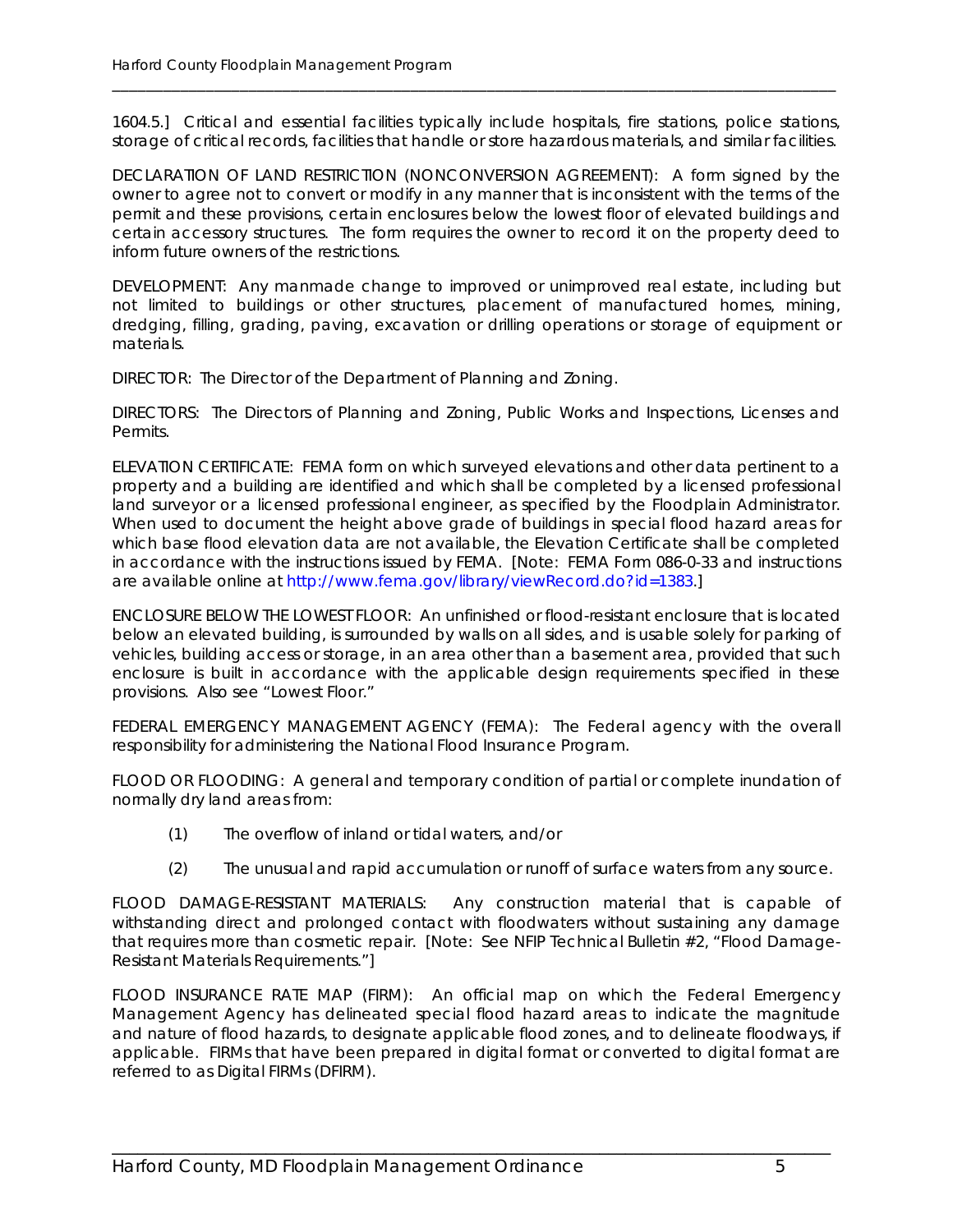1604.5.] Critical and essential facilities typically include hospitals, fire stations, police stations, storage of critical records, facilities that handle or store hazardous materials, and similar facilities.

DECLARATION OF LAND RESTRICTION (NONCONVERSION AGREEMENT): A form signed by the owner to agree not to convert or modify in any manner that is inconsistent with the terms of the permit and these provisions, certain enclosures below the lowest floor of elevated buildings and certain accessory structures. The form requires the owner to record it on the property deed to inform future owners of the restrictions.

DEVELOPMENT: Any manmade change to improved or unimproved real estate, including but not limited to buildings or other structures, placement of manufactured homes, mining, dredging, filling, grading, paving, excavation or drilling operations or storage of equipment or materials.

DIRECTOR: The Director of the Department of Planning and Zoning.

DIRECTORS: The Directors of Planning and Zoning, Public Works and Inspections, Licenses and Permits.

ELEVATION CERTIFICATE: FEMA form on which surveyed elevations and other data pertinent to a property and a building are identified and which shall be completed by a licensed professional land surveyor or a licensed professional engineer, as specified by the Floodplain Administrator. When used to document the height above grade of buildings in special flood hazard areas for which base flood elevation data are not available, the Elevation Certificate shall be completed in accordance with the instructions issued by FEMA. [Note: FEMA Form 086-0-33 and instructions are available online at http://www.fema.gov/library/viewRecord.do?id=1383.]

ENCLOSURE BELOW THE LOWEST FLOOR: An unfinished or flood-resistant enclosure that is located below an elevated building, is surrounded by walls on all sides, and is usable solely for parking of vehicles, building access or storage, in an area other than a basement area, provided that such enclosure is built in accordance with the applicable design requirements specified in these provisions. Also see "Lowest Floor."

FEDERAL EMERGENCY MANAGEMENT AGENCY (FEMA): The Federal agency with the overall responsibility for administering the National Flood Insurance Program.

FLOOD OR FLOODING: A general and temporary condition of partial or complete inundation of normally dry land areas from:

(1) The overflow of inland or tidal waters, and/or

(2) The unusual and rapid accumulation or runoff of surface waters from any source.

FLOOD DAMAGE-RESISTANT MATERIALS: Any construction material that is capable of withstanding direct and prolonged contact with floodwaters without sustaining any damage that requires more than cosmetic repair. [Note: See NFIP Technical Bulletin #2, "Flood Damage-Resistant Materials Requirements."]

FLOOD INSURANCE RATE MAP (FIRM): An official map on which the Federal Emergency Management Agency has delineated special flood hazard areas to indicate the magnitude and nature of flood hazards, to designate applicable flood zones, and to delineate floodways, if applicable. FIRMs that have been prepared in digital format or converted to digital format are referred to as Digital FIRMs (DFIRM).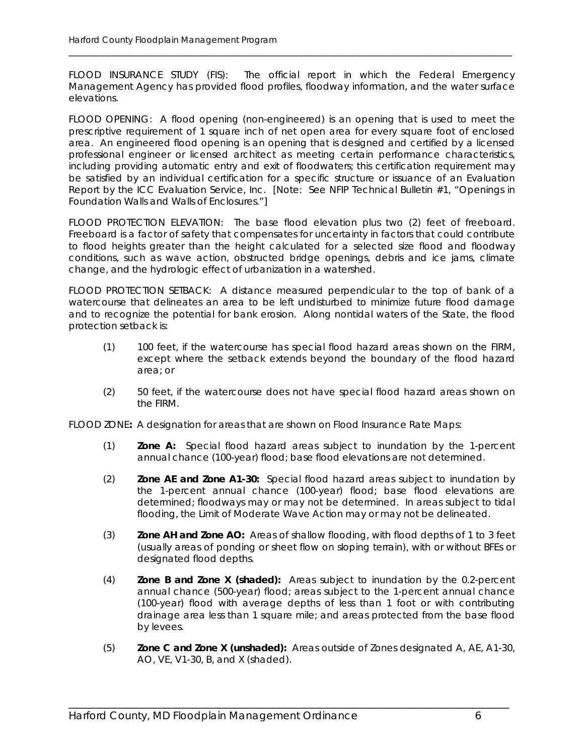FLOOD INSURANCE STUDY (FIS): The official report in which the Federal Emergency Management Agency has provided flood profiles, floodway information, and the water surface elevations.

FLOOD OPENING: A flood opening (non-engineered) is an opening that is used to meet the prescriptive requirement of 1 square inch of net open area for every square foot of enclosed area. An engineered flood opening is an opening that is designed and certified by a licensed professional engineer or licensed architect as meeting certain performance characteristics, including providing automatic entry and exit of floodwaters; this certification requirement may be satisfied by an individual certification for a specific structure or issuance of an Evaluation Report by the ICC Evaluation Service, Inc. [Note: See NFIP Technical Bulletin #1, "Openings in Foundation Walls and Walls of Enclosures."]

FLOOD PROTECTION ELEVATION: The base flood elevation plus two (2) feet of freeboard. Freeboard is a factor of safety that compensates for uncertainty in factors that could contribute to flood heights greater than the height calculated for a selected size flood and floodway conditions, such as wave action, obstructed bridge openings, debris and ice jams, climate change, and the hydrologic effect of urbanization in a watershed.

FLOOD PROTECTION SETBACK: A distance measured perpendicular to the top of bank of a watercourse that delineates an area to be left undisturbed to minimize future flood damage and to recognize the potential for bank erosion. Along nontidal waters of the State, the flood protection setback is:

(1) 100 feet, if the watercourse has special flood hazard areas shown on the FIRM, except where the setback extends beyond the boundary of the flood hazard area; or

(2) 50 feet, if the watercourse does not have special flood hazard areas shown on the FIRM.

FLOOD ZONE**:** A designation for areas that are shown on Flood Insurance Rate Maps:

(1) **Zone A:** Special flood hazard areas subject to inundation by the 1-percent annual chance (100-year) flood; base flood elevations are not determined.

(2) **Zone AE and Zone A1-30:** Special flood hazard areas subject to inundation by the 1-percent annual chance (100-year) flood; base flood elevations are determined; floodways may or may not be determined. In areas subject to tidal flooding, the Limit of Moderate Wave Action may or may not be delineated.

(3) **Zone AH and Zone AO:** Areas of shallow flooding, with flood depths of 1 to 3 feet (usually areas of ponding or sheet flow on sloping terrain), with or without BFEs or designated flood depths.

(4) **Zone B and Zone X (shaded):** Areas subject to inundation by the 0.2-percent annual chance (500-year) flood; areas subject to the 1-percent annual chance (100-year) flood with average depths of less than 1 foot or with contributing drainage area less than 1 square mile; and areas protected from the base flood by levees.

(5) **Zone C and Zone X (unshaded):** Areas outside of Zones designated A, AE, A1-30, AO, VE, V1-30, B, and X (shaded).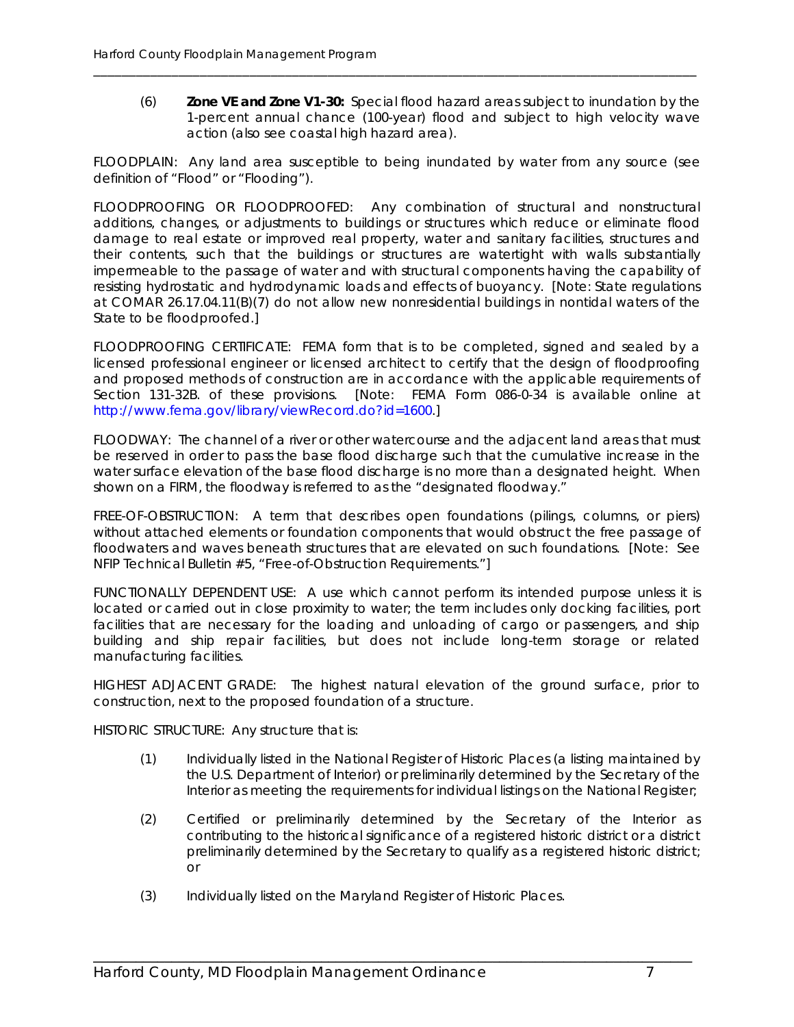(6) **Zone VE and Zone V1-30:** Special flood hazard areas subject to inundation by the 1-percent annual chance (100-year) flood and subject to high velocity wave action (also see coastal high hazard area).

FLOODPLAIN: Any land area susceptible to being inundated by water from any source (see definition of "Flood" or "Flooding").

FLOODPROOFING OR FLOODPROOFED: Any combination of structural and nonstructural additions, changes, or adjustments to buildings or structures which reduce or eliminate flood damage to real estate or improved real property, water and sanitary facilities, structures and their contents, such that the buildings or structures are watertight with walls substantially impermeable to the passage of water and with structural components having the capability of resisting hydrostatic and hydrodynamic loads and effects of buoyancy. [Note: State regulations at COMAR 26.17.04.11(B)(7) do not allow new nonresidential buildings in nontidal waters of the State to be floodproofed.]

FLOODPROOFING CERTIFICATE: FEMA form that is to be completed, signed and sealed by a licensed professional engineer or licensed architect to certify that the design of floodproofing and proposed methods of construction are in accordance with the applicable requirements of Section 131-32B. of these provisions. [Note: FEMA Form 086-0-34 is available online at http://www.fema.gov/library/viewRecord.do?id=1600.]

FLOODWAY: The channel of a river or other watercourse and the adjacent land areas that must be reserved in order to pass the base flood discharge such that the cumulative increase in the water surface elevation of the base flood discharge is no more than a designated height. When shown on a FIRM, the floodway is referred to as the "designated floodway."

FREE-OF-OBSTRUCTION: A term that describes open foundations (pilings, columns, or piers) without attached elements or foundation components that would obstruct the free passage of floodwaters and waves beneath structures that are elevated on such foundations. [Note: See NFIP Technical Bulletin #5, "Free-of-Obstruction Requirements."]

FUNCTIONALLY DEPENDENT USE: A use which cannot perform its intended purpose unless it is located or carried out in close proximity to water; the term includes only docking facilities, port facilities that are necessary for the loading and unloading of cargo or passengers, and ship building and ship repair facilities, but does not include long-term storage or related manufacturing facilities.

HIGHEST ADJACENT GRADE: The highest natural elevation of the ground surface, prior to construction, next to the proposed foundation of a structure.

HISTORIC STRUCTURE: Any structure that is:

(1) Individually listed in the National Register of Historic Places (a listing maintained by the U.S. Department of Interior) or preliminarily determined by the Secretary of the Interior as meeting the requirements for individual listings on the National Register;

(2) Certified or preliminarily determined by the Secretary of the Interior as contributing to the historical significance of a registered historic district or a district preliminarily determined by the Secretary to qualify as a registered historic district; or

(3) Individually listed on the Maryland Register of Historic Places.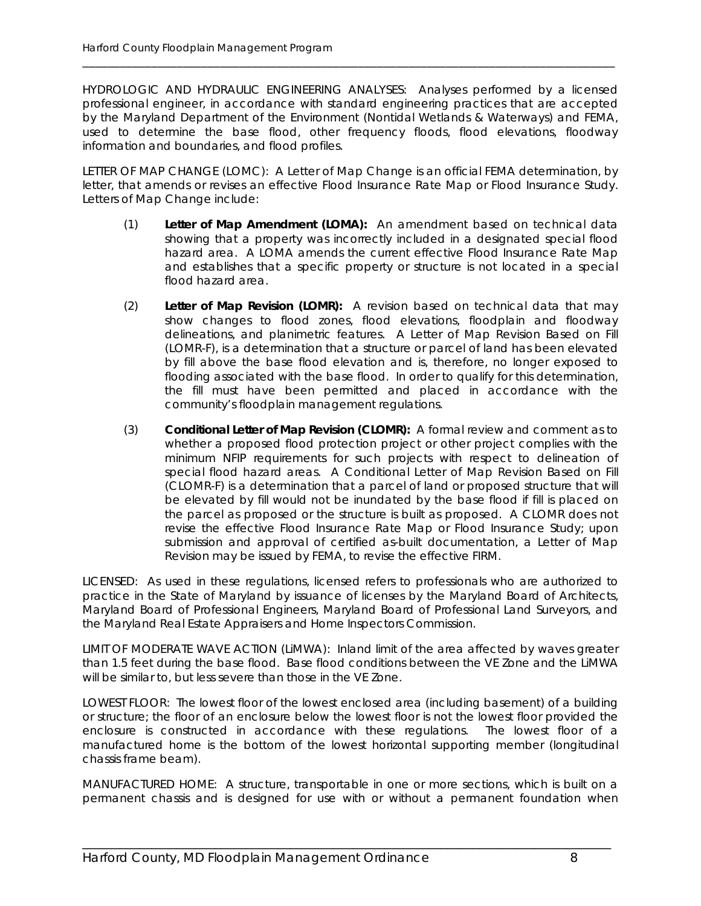HYDROLOGIC AND HYDRAULIC ENGINEERING ANALYSES: Analyses performed by a licensed professional engineer, in accordance with standard engineering practices that are accepted by the Maryland Department of the Environment (Nontidal Wetlands & Waterways) and FEMA, used to determine the base flood, other frequency floods, flood elevations, floodway information and boundaries, and flood profiles.

LETTER OF MAP CHANGE (LOMC): A Letter of Map Change is an official FEMA determination, by letter, that amends or revises an effective Flood Insurance Rate Map or Flood Insurance Study. Letters of Map Change include:

(1) **Letter of Map Amendment (LOMA):** An amendment based on technical data showing that a property was incorrectly included in a designated special flood hazard area. A LOMA amends the current effective Flood Insurance Rate Map and establishes that a specific property or structure is not located in a special flood hazard area.

(2) **Letter of Map Revision (LOMR):** A revision based on technical data that may show changes to flood zones, flood elevations, floodplain and floodway delineations, and planimetric features. A Letter of Map Revision Based on Fill (LOMR-F), is a determination that a structure or parcel of land has been elevated by fill above the base flood elevation and is, therefore, no longer exposed to flooding associated with the base flood. In order to qualify for this determination, the fill must have been permitted and placed in accordance with the community's floodplain management regulations.

(3) **Conditional Letter of Map Revision (CLOMR):** A formal review and comment as to whether a proposed flood protection project or other project complies with the minimum NFIP requirements for such projects with respect to delineation of special flood hazard areas. A Conditional Letter of Map Revision Based on Fill (CLOMR-F) is a determination that a parcel of land or proposed structure that will be elevated by fill would not be inundated by the base flood if fill is placed on the parcel as proposed or the structure is built as proposed. A CLOMR does not revise the effective Flood Insurance Rate Map or Flood Insurance Study; upon submission and approval of certified as-built documentation, a Letter of Map Revision may be issued by FEMA, to revise the effective FIRM.

LICENSED: As used in these regulations, licensed refers to professionals who are authorized to practice in the State of Maryland by issuance of licenses by the Maryland Board of Architects, Maryland Board of Professional Engineers, Maryland Board of Professional Land Surveyors, and the Maryland Real Estate Appraisers and Home Inspectors Commission.

LIMIT OF MODERATE WAVE ACTION (LiMWA): Inland limit of the area affected by waves greater than 1.5 feet during the base flood. Base flood conditions between the VE Zone and the LiMWA will be similar to, but less severe than those in the VE Zone.

LOWEST FLOOR: The lowest floor of the lowest enclosed area (including basement) of a building or structure; the floor of an enclosure below the lowest floor is not the lowest floor provided the enclosure is constructed in accordance with these regulations. The lowest floor of a manufactured home is the bottom of the lowest horizontal supporting member (longitudinal chassis frame beam).

MANUFACTURED HOME: A structure, transportable in one or more sections, which is built on a permanent chassis and is designed for use with or without a permanent foundation when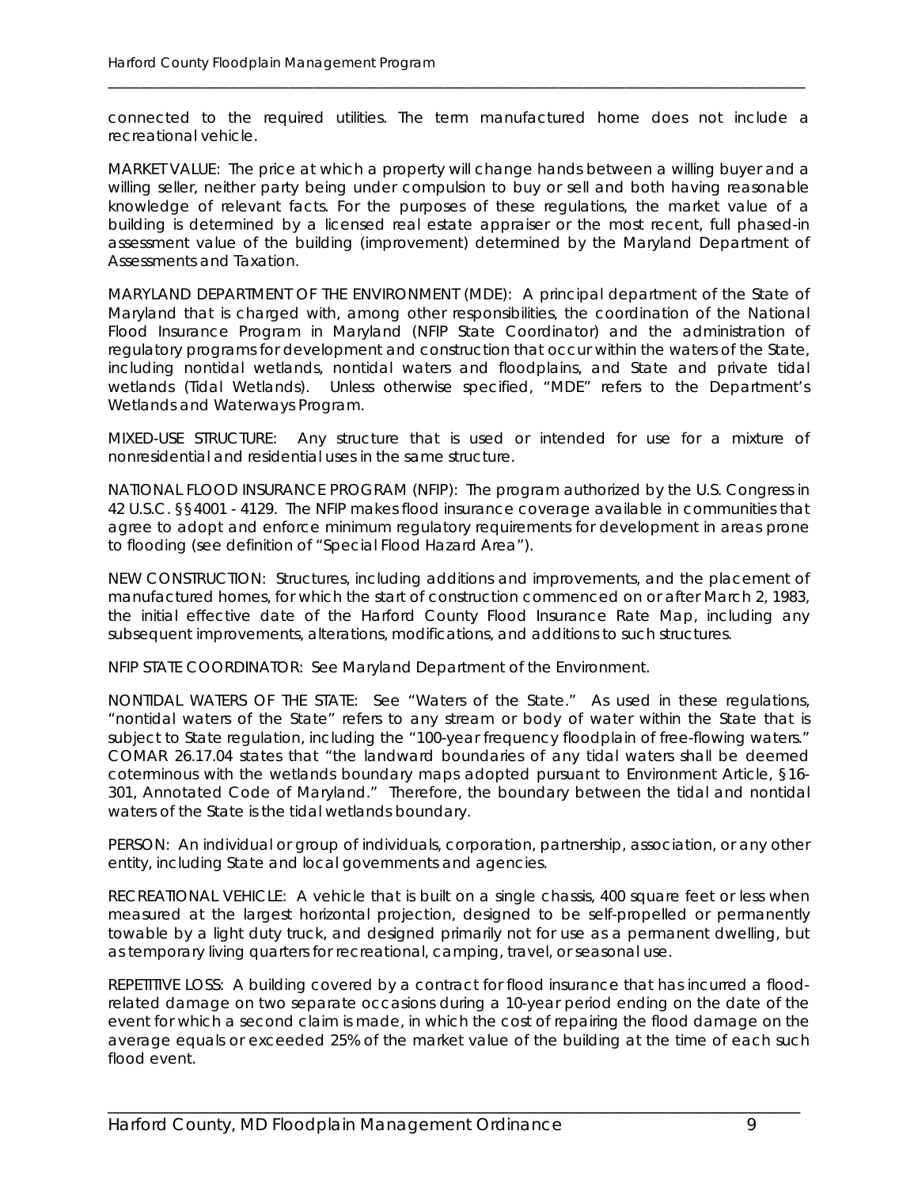connected to the required utilities. The term manufactured home does not include a recreational vehicle.

MARKET VALUE: The price at which a property will change hands between a willing buyer and a willing seller, neither party being under compulsion to buy or sell and both having reasonable knowledge of relevant facts. For the purposes of these regulations, the market value of a building is determined by a licensed real estate appraiser or the most recent, full phased-in assessment value of the building (improvement) determined by the Maryland Department of Assessments and Taxation.

MARYLAND DEPARTMENT OF THE ENVIRONMENT (MDE): A principal department of the State of Maryland that is charged with, among other responsibilities, the coordination of the National Flood Insurance Program in Maryland (NFIP State Coordinator) and the administration of regulatory programs for development and construction that occur within the waters of the State, including nontidal wetlands, nontidal waters and floodplains, and State and private tidal wetlands (Tidal Wetlands). Unless otherwise specified, "MDE" refers to the Department's Wetlands and Waterways Program.

MIXED-USE STRUCTURE: Any structure that is used or intended for use for a mixture of nonresidential and residential uses in the same structure.

NATIONAL FLOOD INSURANCE PROGRAM (NFIP): The program authorized by the U.S. Congress in 42 U.S.C. §§4001 - 4129. The NFIP makes flood insurance coverage available in communities that agree to adopt and enforce minimum regulatory requirements for development in areas prone to flooding (see definition of "Special Flood Hazard Area").

NEW CONSTRUCTION: Structures, including additions and improvements, and the placement of manufactured homes, for which the start of construction commenced on or after March 2, 1983, the initial effective date of the Harford County Flood Insurance Rate Map, including any subsequent improvements, alterations, modifications, and additions to such structures.

NFIP STATE COORDINATOR: See Maryland Department of the Environment.

NONTIDAL WATERS OF THE STATE: See "Waters of the State." As used in these regulations, "nontidal waters of the State" refers to any stream or body of water within the State that is subject to State regulation, including the "100-year frequency floodplain of free-flowing waters." COMAR 26.17.04 states that "the landward boundaries of any tidal waters shall be deemed coterminous with the wetlands boundary maps adopted pursuant to Environment Article, §16-301, Annotated Code of Maryland." Therefore, the boundary between the tidal and nontidal waters of the State is the tidal wetlands boundary.

PERSON: An individual or group of individuals, corporation, partnership, association, or any other entity, including State and local governments and agencies.

RECREATIONAL VEHICLE: A vehicle that is built on a single chassis, 400 square feet or less when measured at the largest horizontal projection, designed to be self-propelled or permanently towable by a light duty truck, and designed primarily not for use as a permanent dwelling, but as temporary living quarters for recreational, camping, travel, or seasonal use.

REPETITIVE LOSS: A building covered by a contract for flood insurance that has incurred a flood-related damage on two separate occasions during a 10-year period ending on the date of the event for which a second claim is made, in which the cost of repairing the flood damage on the average equals or exceeded 25% of the market value of the building at the time of each such flood event.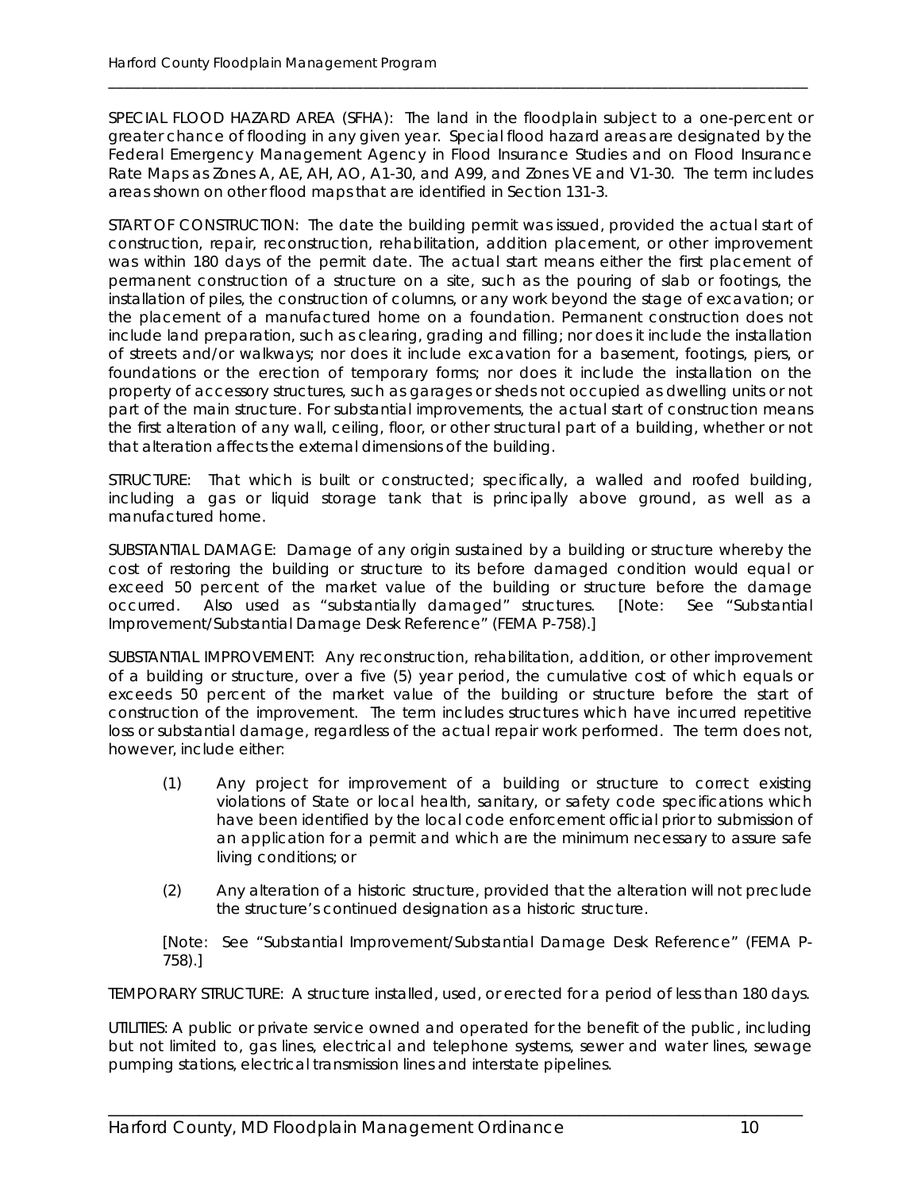SPECIAL FLOOD HAZARD AREA (SFHA): The land in the floodplain subject to a one-percent or greater chance of flooding in any given year. Special flood hazard areas are designated by the Federal Emergency Management Agency in Flood Insurance Studies and on Flood Insurance Rate Maps as Zones A, AE, AH, AO, A1-30, and A99, and Zones VE and V1-30. The term includes areas shown on other flood maps that are identified in Section 131-3.

START OF CONSTRUCTION: The date the building permit was issued, provided the actual start of construction, repair, reconstruction, rehabilitation, addition placement, or other improvement was within 180 days of the permit date. The actual start means either the first placement of permanent construction of a structure on a site, such as the pouring of slab or footings, the installation of piles, the construction of columns, or any work beyond the stage of excavation; or the placement of a manufactured home on a foundation. Permanent construction does not include land preparation, such as clearing, grading and filling; nor does it include the installation of streets and/or walkways; nor does it include excavation for a basement, footings, piers, or foundations or the erection of temporary forms; nor does it include the installation on the property of accessory structures, such as garages or sheds not occupied as dwelling units or not part of the main structure. For substantial improvements, the actual start of construction means the first alteration of any wall, ceiling, floor, or other structural part of a building, whether or not that alteration affects the external dimensions of the building.

STRUCTURE: That which is built or constructed; specifically, a walled and roofed building, including a gas or liquid storage tank that is principally above ground, as well as a manufactured home.

SUBSTANTIAL DAMAGE: Damage of any origin sustained by a building or structure whereby the cost of restoring the building or structure to its before damaged condition would equal or exceed 50 percent of the market value of the building or structure before the damage occurred. Also used as "substantially damaged" structures. [Note: See "Substantial Improvement/Substantial Damage Desk Reference" (FEMA P-758).]

SUBSTANTIAL IMPROVEMENT: Any reconstruction, rehabilitation, addition, or other improvement of a building or structure, over a five (5) year period, the cumulative cost of which equals or exceeds 50 percent of the market value of the building or structure before the start of construction of the improvement. The term includes structures which have incurred repetitive loss or substantial damage, regardless of the actual repair work performed. The term does not, however, include either:

(1) Any project for improvement of a building or structure to correct existing violations of State or local health, sanitary, or safety code specifications which have been identified by the local code enforcement official prior to submission of an application for a permit and which are the minimum necessary to assure safe living conditions; or

(2) Any alteration of a historic structure, provided that the alteration will not preclude the structure's continued designation as a historic structure.

[Note: See "Substantial Improvement/Substantial Damage Desk Reference" (FEMA P-758).]

TEMPORARY STRUCTURE: A structure installed, used, or erected for a period of less than 180 days.

UTILITIES: A public or private service owned and operated for the benefit of the public, including but not limited to, gas lines, electrical and telephone systems, sewer and water lines, sewage pumping stations, electrical transmission lines and interstate pipelines.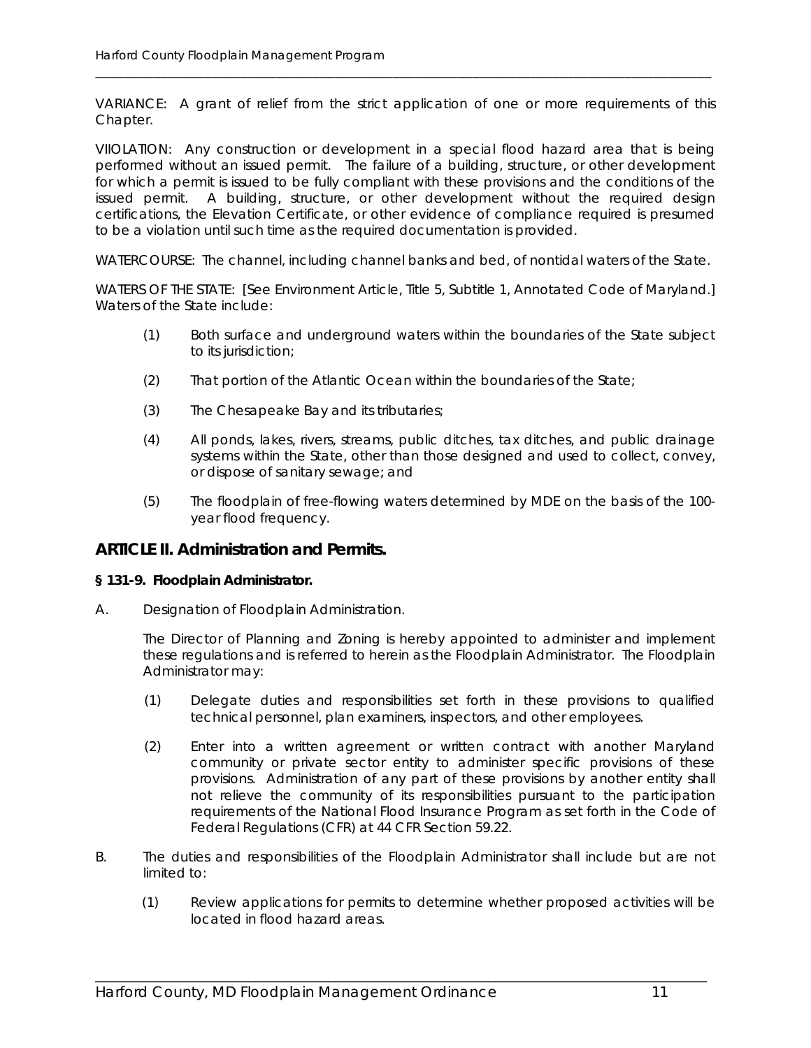VARIANCE: A grant of relief from the strict application of one or more requirements of this Chapter.

VIIOLATION: Any construction or development in a special flood hazard area that is being performed without an issued permit. The failure of a building, structure, or other development for which a permit is issued to be fully compliant with these provisions and the conditions of the issued permit. A building, structure, or other development without the required design certifications, the Elevation Certificate, or other evidence of compliance required is presumed to be a violation until such time as the required documentation is provided.

WATERCOURSE: The channel, including channel banks and bed, of nontidal waters of the State.

WATERS OF THE STATE: [See Environment Article, Title 5, Subtitle 1, Annotated Code of Maryland.] Waters of the State include:

(1) Both surface and underground waters within the boundaries of the State subject to its jurisdiction;

(2) That portion of the Atlantic Ocean within the boundaries of the State;

(3) The Chesapeake Bay and its tributaries;

(4) All ponds, lakes, rivers, streams, public ditches, tax ditches, and public drainage systems within the State, other than those designed and used to collect, convey, or dispose of sanitary sewage; and

(5) The floodplain of free-flowing waters determined by MDE on the basis of the 100-year flood frequency.

## ARTICLE II. Administration and Permits.

### § 131-9. Floodplain Administrator.

A. Designation of Floodplain Administration.

The Director of Planning and Zoning is hereby appointed to administer and implement these regulations and is referred to herein as the Floodplain Administrator. The Floodplain Administrator may:

(1) Delegate duties and responsibilities set forth in these provisions to qualified technical personnel, plan examiners, inspectors, and other employees.

(2) Enter into a written agreement or written contract with another Maryland community or private sector entity to administer specific provisions of these provisions. Administration of any part of these provisions by another entity shall not relieve the community of its responsibilities pursuant to the participation requirements of the National Flood Insurance Program as set forth in the Code of Federal Regulations (CFR) at 44 CFR Section 59.22.

B. The duties and responsibilities of the Floodplain Administrator shall include but are not limited to:

(1) Review applications for permits to determine whether proposed activities will be located in flood hazard areas.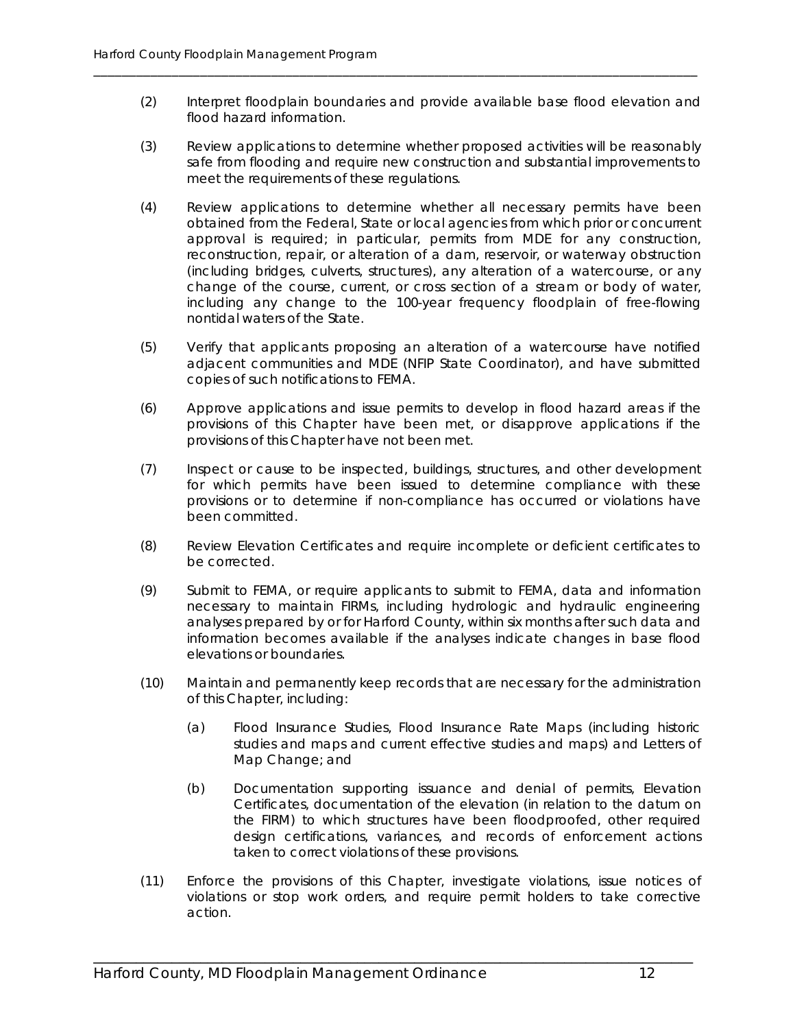(2) Interpret floodplain boundaries and provide available base flood elevation and flood hazard information.

(3) Review applications to determine whether proposed activities will be reasonably safe from flooding and require new construction and substantial improvements to meet the requirements of these regulations.

(4) Review applications to determine whether all necessary permits have been obtained from the Federal, State or local agencies from which prior or concurrent approval is required; in particular, permits from MDE for any construction, reconstruction, repair, or alteration of a dam, reservoir, or waterway obstruction (including bridges, culverts, structures), any alteration of a watercourse, or any change of the course, current, or cross section of a stream or body of water, including any change to the 100-year frequency floodplain of free-flowing nontidal waters of the State.

(5) Verify that applicants proposing an alteration of a watercourse have notified adjacent communities and MDE (NFIP State Coordinator), and have submitted copies of such notifications to FEMA.

(6) Approve applications and issue permits to develop in flood hazard areas if the provisions of this Chapter have been met, or disapprove applications if the provisions of this Chapter have not been met.

(7) Inspect or cause to be inspected, buildings, structures, and other development for which permits have been issued to determine compliance with these provisions or to determine if non-compliance has occurred or violations have been committed.

(8) Review Elevation Certificates and require incomplete or deficient certificates to be corrected.

(9) Submit to FEMA, or require applicants to submit to FEMA, data and information necessary to maintain FIRMs, including hydrologic and hydraulic engineering analyses prepared by or for Harford County, within six months after such data and information becomes available if the analyses indicate changes in base flood elevations or boundaries.

(10) Maintain and permanently keep records that are necessary for the administration of this Chapter, including:

   (a) Flood Insurance Studies, Flood Insurance Rate Maps (including historic studies and maps and current effective studies and maps) and Letters of Map Change; and

   (b) Documentation supporting issuance and denial of permits, Elevation Certificates, documentation of the elevation (in relation to the datum on the FIRM) to which structures have been floodproofed, other required design certifications, variances, and records of enforcement actions taken to correct violations of these provisions.

(11) Enforce the provisions of this Chapter, investigate violations, issue notices of violations or stop work orders, and require permit holders to take corrective action.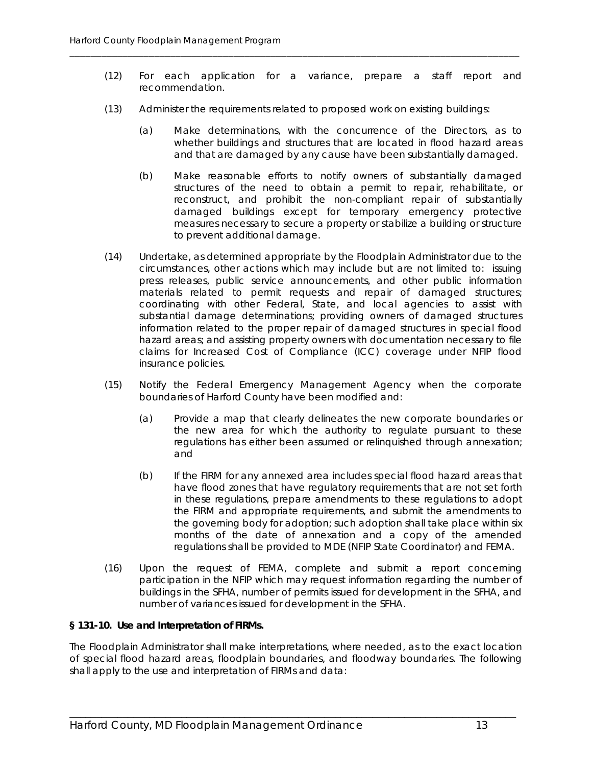(12) For each application for a variance, prepare a staff report and recommendation.

(13) Administer the requirements related to proposed work on existing buildings:

   (a) Make determinations, with the concurrence of the Directors, as to whether buildings and structures that are located in flood hazard areas and that are damaged by any cause have been substantially damaged.

   (b) Make reasonable efforts to notify owners of substantially damaged structures of the need to obtain a permit to repair, rehabilitate, or reconstruct, and prohibit the non-compliant repair of substantially damaged buildings except for temporary emergency protective measures necessary to secure a property or stabilize a building or structure to prevent additional damage.

(14) Undertake, as determined appropriate by the Floodplain Administrator due to the circumstances, other actions which may include but are not limited to: issuing press releases, public service announcements, and other public information materials related to permit requests and repair of damaged structures; coordinating with other Federal, State, and local agencies to assist with substantial damage determinations; providing owners of damaged structures information related to the proper repair of damaged structures in special flood hazard areas; and assisting property owners with documentation necessary to file claims for Increased Cost of Compliance (ICC) coverage under NFIP flood insurance policies.

(15) Notify the Federal Emergency Management Agency when the corporate boundaries of Harford County have been modified and:

   (a) Provide a map that clearly delineates the new corporate boundaries or the new area for which the authority to regulate pursuant to these regulations has either been assumed or relinquished through annexation; and

   (b) If the FIRM for any annexed area includes special flood hazard areas that have flood zones that have regulatory requirements that are not set forth in these regulations, prepare amendments to these regulations to adopt the FIRM and appropriate requirements, and submit the amendments to the governing body for adoption; such adoption shall take place within six months of the date of annexation and a copy of the amended regulations shall be provided to MDE (NFIP State Coordinator) and FEMA.

(16) Upon the request of FEMA, complete and submit a report concerning participation in the NFIP which may request information regarding the number of buildings in the SFHA, number of permits issued for development in the SFHA, and number of variances issued for development in the SFHA.

**§ 131-10. Use and Interpretation of FIRMs.**

The Floodplain Administrator shall make interpretations, where needed, as to the exact location of special flood hazard areas, floodplain boundaries, and floodway boundaries. The following shall apply to the use and interpretation of FIRMs and data: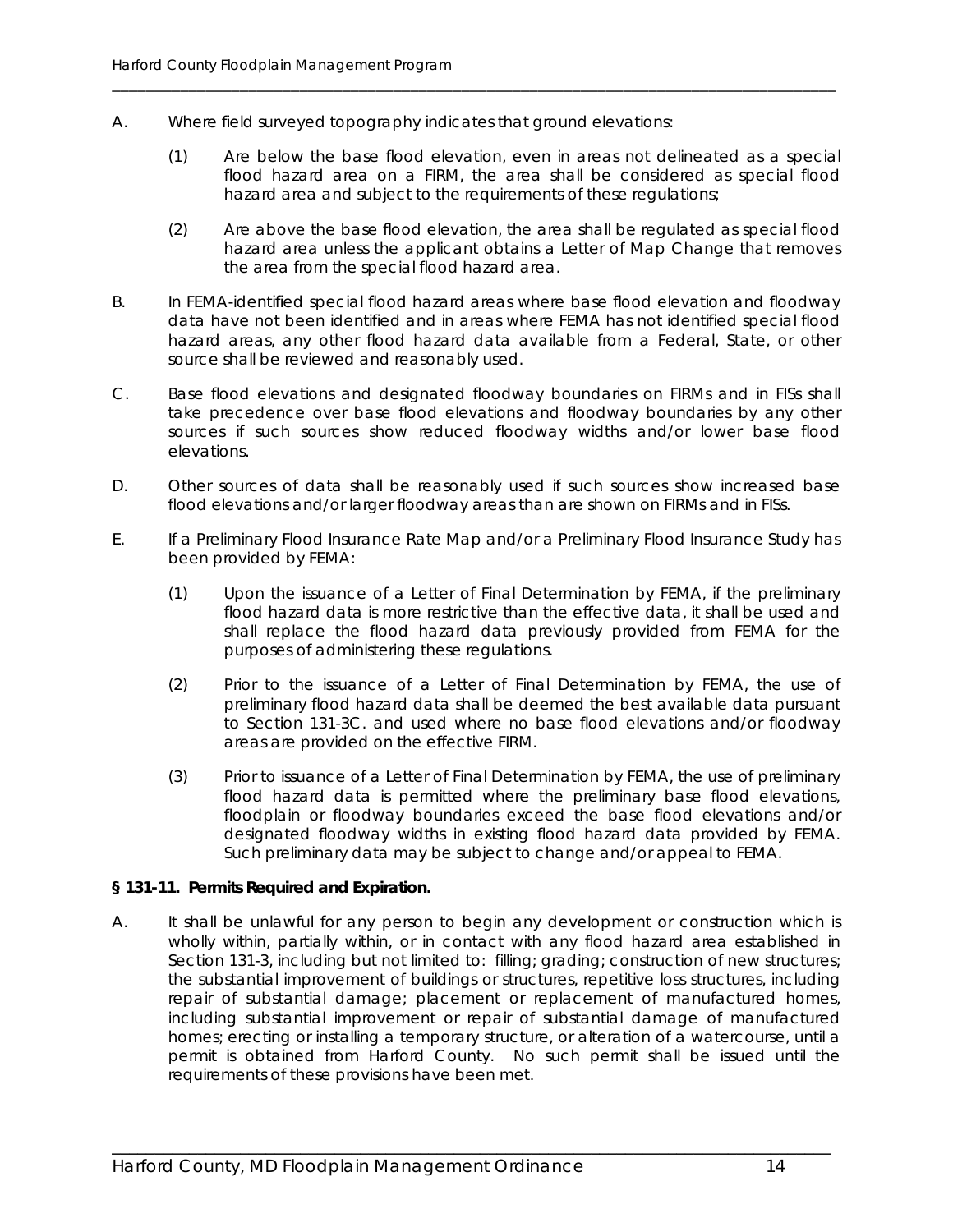A. Where field surveyed topography indicates that ground elevations:

   (1) Are below the base flood elevation, even in areas not delineated as a special flood hazard area on a FIRM, the area shall be considered as special flood hazard area and subject to the requirements of these regulations;

   (2) Are above the base flood elevation, the area shall be regulated as special flood hazard area unless the applicant obtains a Letter of Map Change that removes the area from the special flood hazard area.

B. In FEMA-identified special flood hazard areas where base flood elevation and floodway data have not been identified and in areas where FEMA has not identified special flood hazard areas, any other flood hazard data available from a Federal, State, or other source shall be reviewed and reasonably used.

C. Base flood elevations and designated floodway boundaries on FIRMs and in FISs shall take precedence over base flood elevations and floodway boundaries by any other sources if such sources show reduced floodway widths and/or lower base flood elevations.

D. Other sources of data shall be reasonably used if such sources show increased base flood elevations and/or larger floodway areas than are shown on FIRMs and in FISs.

E. If a Preliminary Flood Insurance Rate Map and/or a Preliminary Flood Insurance Study has been provided by FEMA:

   (1) Upon the issuance of a Letter of Final Determination by FEMA, if the preliminary flood hazard data is more restrictive than the effective data, it shall be used and shall replace the flood hazard data previously provided from FEMA for the purposes of administering these regulations.

   (2) Prior to the issuance of a Letter of Final Determination by FEMA, the use of preliminary flood hazard data shall be deemed the best available data pursuant to Section 131-3C. and used where no base flood elevations and/or floodway areas are provided on the effective FIRM.

   (3) Prior to issuance of a Letter of Final Determination by FEMA, the use of preliminary flood hazard data is permitted where the preliminary base flood elevations, floodplain or floodway boundaries exceed the base flood elevations and/or designated floodway widths in existing flood hazard data provided by FEMA. Such preliminary data may be subject to change and/or appeal to FEMA.

**§ 131-11. Permits Required and Expiration.**

A. It shall be unlawful for any person to begin any development or construction which is wholly within, partially within, or in contact with any flood hazard area established in Section 131-3, including but not limited to: filling; grading; construction of new structures; the substantial improvement of buildings or structures, repetitive loss structures, including repair of substantial damage; placement or replacement of manufactured homes, including substantial improvement or repair of substantial damage of manufactured homes; erecting or installing a temporary structure, or alteration of a watercourse, until a permit is obtained from Harford County. No such permit shall be issued until the requirements of these provisions have been met.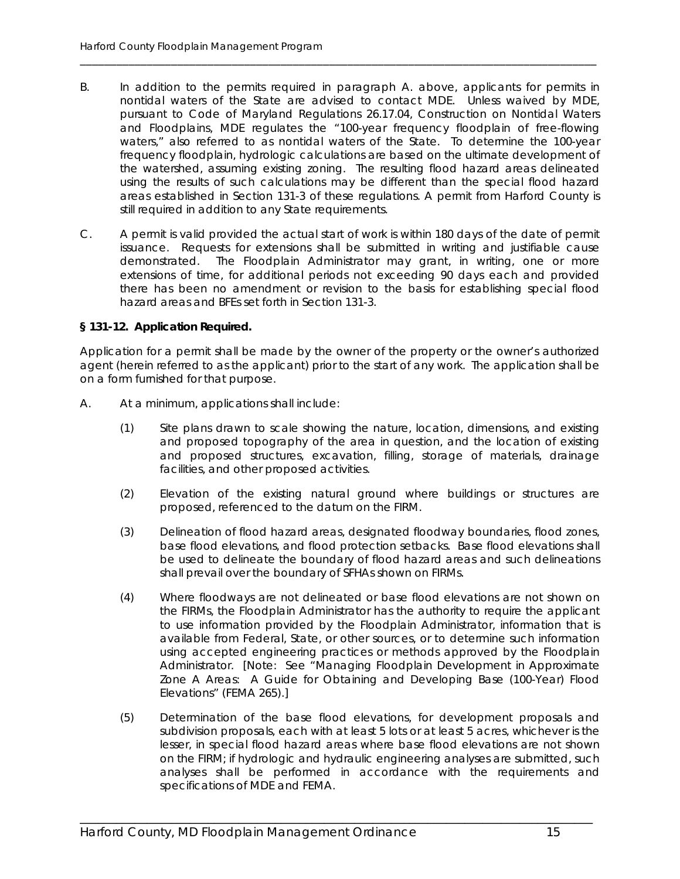B. In addition to the permits required in paragraph A. above, applicants for permits in nontidal waters of the State are advised to contact MDE. Unless waived by MDE, pursuant to Code of Maryland Regulations 26.17.04, Construction on Nontidal Waters and Floodplains, MDE regulates the "100-year frequency floodplain of free-flowing waters," also referred to as nontidal waters of the State. To determine the 100-year frequency floodplain, hydrologic calculations are based on the ultimate development of the watershed, assuming existing zoning. The resulting flood hazard areas delineated using the results of such calculations may be different than the special flood hazard areas established in Section 131-3 of these regulations. A permit from Harford County is still required in addition to any State requirements.

C. A permit is valid provided the actual start of work is within 180 days of the date of permit issuance. Requests for extensions shall be submitted in writing and justifiable cause demonstrated. The Floodplain Administrator may grant, in writing, one or more extensions of time, for additional periods not exceeding 90 days each and provided there has been no amendment or revision to the basis for establishing special flood hazard areas and BFEs set forth in Section 131-3.

**§ 131-12. Application Required.**

Application for a permit shall be made by the owner of the property or the owner's authorized agent (herein referred to as the applicant) prior to the start of any work. The application shall be on a form furnished for that purpose.

A. At a minimum, applications shall include:

(1) Site plans drawn to scale showing the nature, location, dimensions, and existing and proposed topography of the area in question, and the location of existing and proposed structures, excavation, filling, storage of materials, drainage facilities, and other proposed activities.

(2) Elevation of the existing natural ground where buildings or structures are proposed, referenced to the datum on the FIRM.

(3) Delineation of flood hazard areas, designated floodway boundaries, flood zones, base flood elevations, and flood protection setbacks. Base flood elevations shall be used to delineate the boundary of flood hazard areas and such delineations shall prevail over the boundary of SFHAs shown on FIRMs.

(4) Where floodways are not delineated or base flood elevations are not shown on the FIRMs, the Floodplain Administrator has the authority to require the applicant to use information provided by the Floodplain Administrator, information that is available from Federal, State, or other sources, or to determine such information using accepted engineering practices or methods approved by the Floodplain Administrator. [Note: See "Managing Floodplain Development in Approximate Zone A Areas: A Guide for Obtaining and Developing Base (100-Year) Flood Elevations" (FEMA 265).]

(5) Determination of the base flood elevations, for development proposals and subdivision proposals, each with at least 5 lots or at least 5 acres, whichever is the lesser, in special flood hazard areas where base flood elevations are not shown on the FIRM; if hydrologic and hydraulic engineering analyses are submitted, such analyses shall be performed in accordance with the requirements and specifications of MDE and FEMA.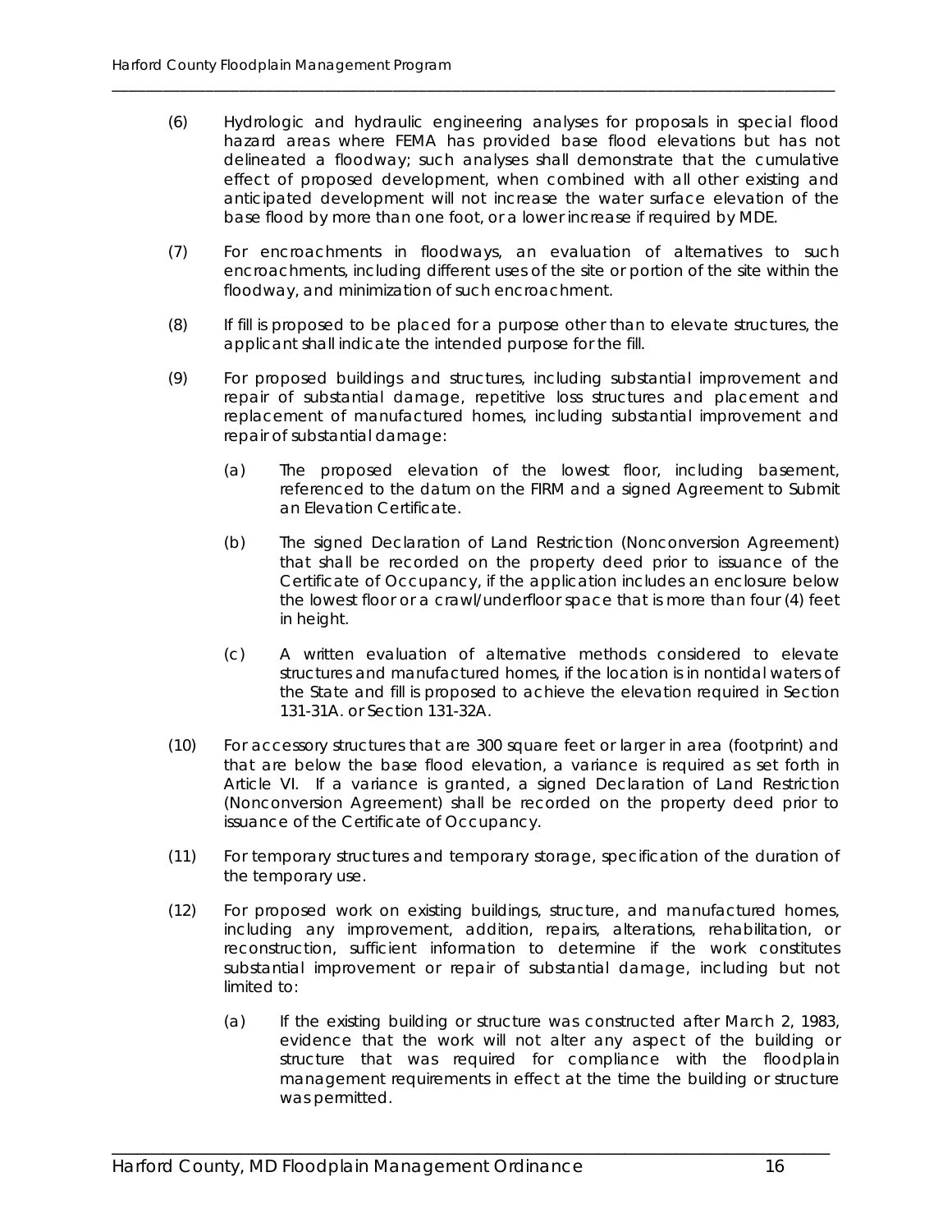(6) Hydrologic and hydraulic engineering analyses for proposals in special flood hazard areas where FEMA has provided base flood elevations but has not delineated a floodway; such analyses shall demonstrate that the cumulative effect of proposed development, when combined with all other existing and anticipated development will not increase the water surface elevation of the base flood by more than one foot, or a lower increase if required by MDE.

(7) For encroachments in floodways, an evaluation of alternatives to such encroachments, including different uses of the site or portion of the site within the floodway, and minimization of such encroachment.

(8) If fill is proposed to be placed for a purpose other than to elevate structures, the applicant shall indicate the intended purpose for the fill.

(9) For proposed buildings and structures, including substantial improvement and repair of substantial damage, repetitive loss structures and placement and replacement of manufactured homes, including substantial improvement and repair of substantial damage:

   (a) The proposed elevation of the lowest floor, including basement, referenced to the datum on the FIRM and a signed Agreement to Submit an Elevation Certificate.

   (b) The signed Declaration of Land Restriction (Nonconversion Agreement) that shall be recorded on the property deed prior to issuance of the Certificate of Occupancy, if the application includes an enclosure below the lowest floor or a crawl/underfloor space that is more than four (4) feet in height.

   (c) A written evaluation of alternative methods considered to elevate structures and manufactured homes, if the location is in nontidal waters of the State and fill is proposed to achieve the elevation required in Section 131-31A. or Section 131-32A.

(10) For accessory structures that are 300 square feet or larger in area (footprint) and that are below the base flood elevation, a variance is required as set forth in Article VI. If a variance is granted, a signed Declaration of Land Restriction (Nonconversion Agreement) shall be recorded on the property deed prior to issuance of the Certificate of Occupancy.

(11) For temporary structures and temporary storage, specification of the duration of the temporary use.

(12) For proposed work on existing buildings, structure, and manufactured homes, including any improvement, addition, repairs, alterations, rehabilitation, or reconstruction, sufficient information to determine if the work constitutes substantial improvement or repair of substantial damage, including but not limited to:

   (a) If the existing building or structure was constructed after March 2, 1983, evidence that the work will not alter any aspect of the building or structure that was required for compliance with the floodplain management requirements in effect at the time the building or structure was permitted.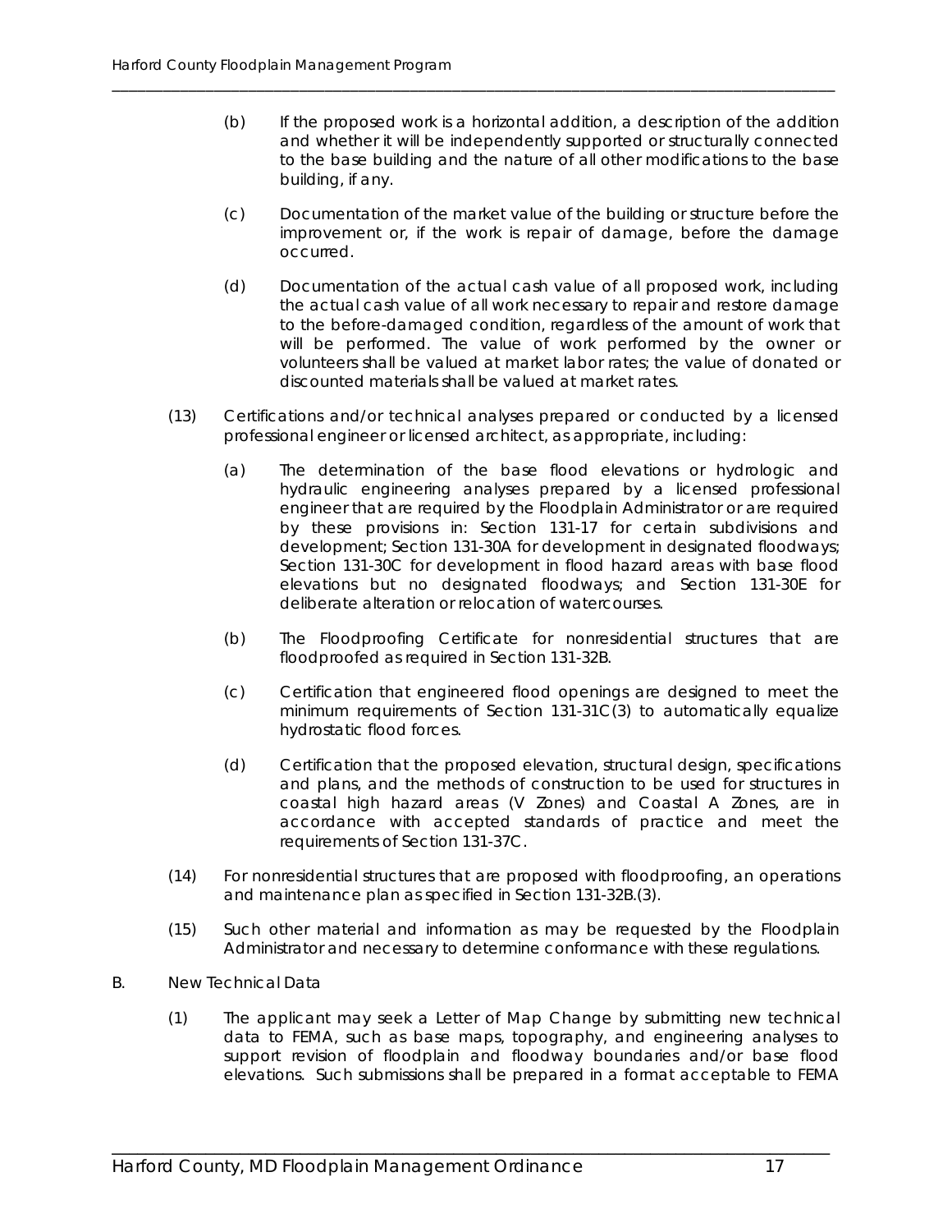(b) If the proposed work is a horizontal addition, a description of the addition and whether it will be independently supported or structurally connected to the base building and the nature of all other modifications to the base building, if any.

(c) Documentation of the market value of the building or structure before the improvement or, if the work is repair of damage, before the damage occurred.

(d) Documentation of the actual cash value of all proposed work, including the actual cash value of all work necessary to repair and restore damage to the before-damaged condition, regardless of the amount of work that will be performed. The value of work performed by the owner or volunteers shall be valued at market labor rates; the value of donated or discounted materials shall be valued at market rates.

(13) Certifications and/or technical analyses prepared or conducted by a licensed professional engineer or licensed architect, as appropriate, including:

(a) The determination of the base flood elevations or hydrologic and hydraulic engineering analyses prepared by a licensed professional engineer that are required by the Floodplain Administrator or are required by these provisions in: Section 131-17 for certain subdivisions and development; Section 131-30A for development in designated floodways; Section 131-30C for development in flood hazard areas with base flood elevations but no designated floodways; and Section 131-30E for deliberate alteration or relocation of watercourses.

(b) The Floodproofing Certificate for nonresidential structures that are floodproofed as required in Section 131-32B.

(c) Certification that engineered flood openings are designed to meet the minimum requirements of Section 131-31C(3) to automatically equalize hydrostatic flood forces.

(d) Certification that the proposed elevation, structural design, specifications and plans, and the methods of construction to be used for structures in coastal high hazard areas (V Zones) and Coastal A Zones, are in accordance with accepted standards of practice and meet the requirements of Section 131-37C.

(14) For nonresidential structures that are proposed with floodproofing, an operations and maintenance plan as specified in Section 131-32B.(3).

(15) Such other material and information as may be requested by the Floodplain Administrator and necessary to determine conformance with these regulations.

B. New Technical Data

(1) The applicant may seek a Letter of Map Change by submitting new technical data to FEMA, such as base maps, topography, and engineering analyses to support revision of floodplain and floodway boundaries and/or base flood elevations. Such submissions shall be prepared in a format acceptable to FEMA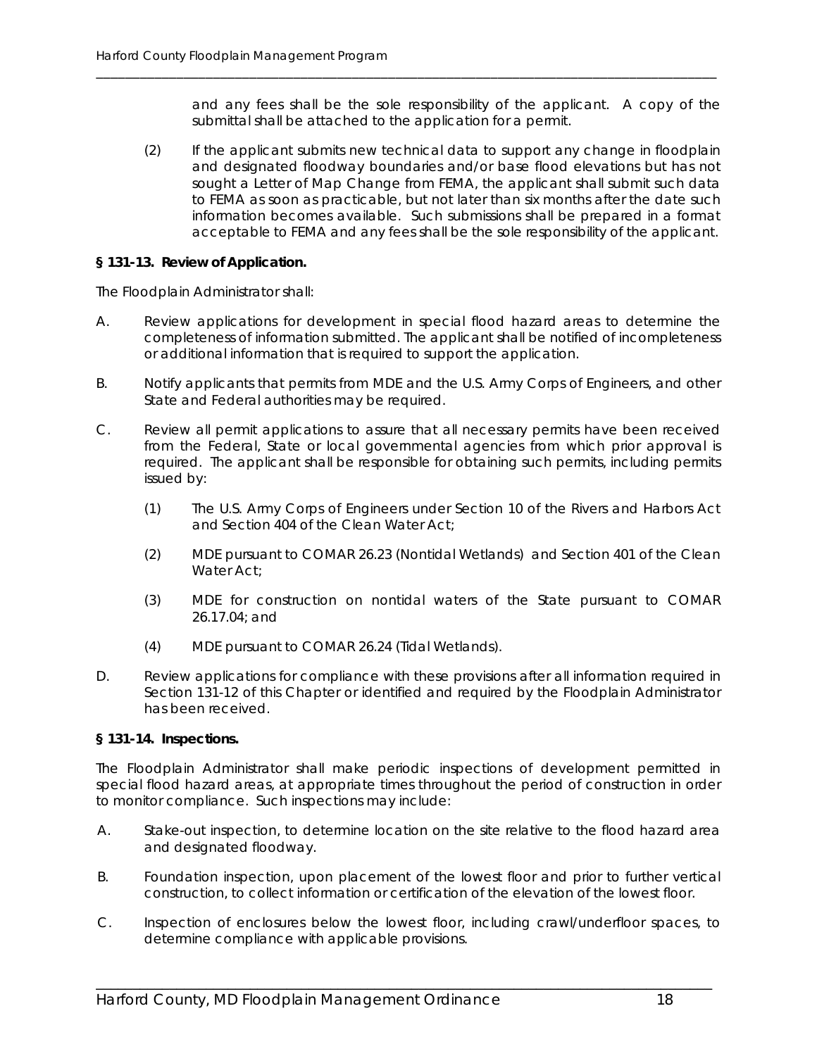and any fees shall be the sole responsibility of the applicant. A copy of the submittal shall be attached to the application for a permit.

(2) If the applicant submits new technical data to support any change in floodplain and designated floodway boundaries and/or base flood elevations but has not sought a Letter of Map Change from FEMA, the applicant shall submit such data to FEMA as soon as practicable, but not later than six months after the date such information becomes available. Such submissions shall be prepared in a format acceptable to FEMA and any fees shall be the sole responsibility of the applicant.

**§ 131-13. Review of Application.**

The Floodplain Administrator shall:

A. Review applications for development in special flood hazard areas to determine the completeness of information submitted. The applicant shall be notified of incompleteness or additional information that is required to support the application.

B. Notify applicants that permits from MDE and the U.S. Army Corps of Engineers, and other State and Federal authorities may be required.

C. Review all permit applications to assure that all necessary permits have been received from the Federal, State or local governmental agencies from which prior approval is required. The applicant shall be responsible for obtaining such permits, including permits issued by:

(1) The U.S. Army Corps of Engineers under Section 10 of the Rivers and Harbors Act and Section 404 of the Clean Water Act;

(2) MDE pursuant to COMAR 26.23 (Nontidal Wetlands) and Section 401 of the Clean Water Act;

(3) MDE for construction on nontidal waters of the State pursuant to COMAR 26.17.04; and

(4) MDE pursuant to COMAR 26.24 (Tidal Wetlands).

D. Review applications for compliance with these provisions after all information required in Section 131-12 of this Chapter or identified and required by the Floodplain Administrator has been received.

**§ 131-14. Inspections.**

The Floodplain Administrator shall make periodic inspections of development permitted in special flood hazard areas, at appropriate times throughout the period of construction in order to monitor compliance. Such inspections may include:

A. Stake-out inspection, to determine location on the site relative to the flood hazard area and designated floodway.

B. Foundation inspection, upon placement of the lowest floor and prior to further vertical construction, to collect information or certification of the elevation of the lowest floor.

C. Inspection of enclosures below the lowest floor, including crawl/underfloor spaces, to determine compliance with applicable provisions.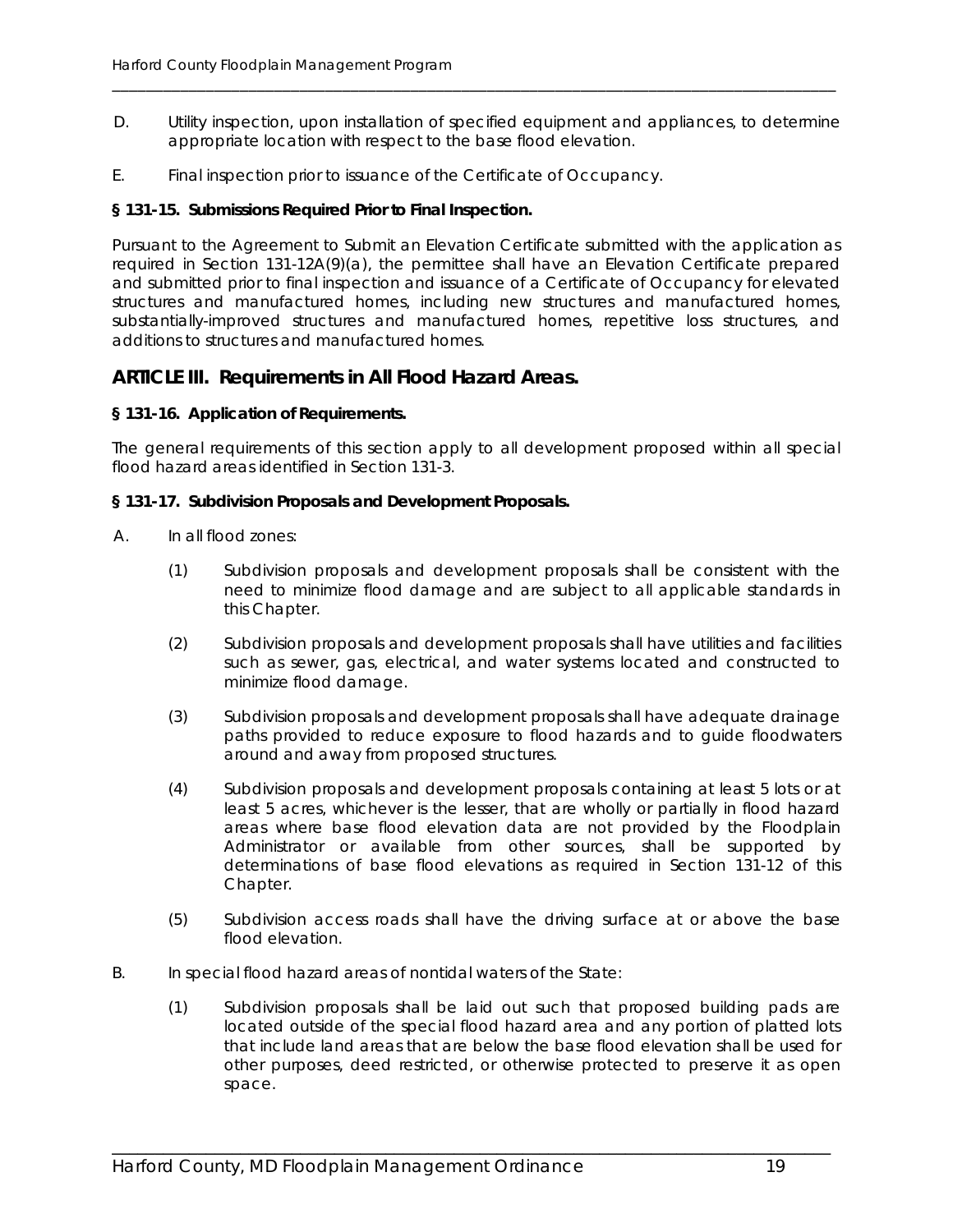D. Utility inspection, upon installation of specified equipment and appliances, to determine appropriate location with respect to the base flood elevation.

E. Final inspection prior to issuance of the Certificate of Occupancy.

**§ 131-15. Submissions Required Prior to Final Inspection.**

Pursuant to the Agreement to Submit an Elevation Certificate submitted with the application as required in Section 131-12A(9)(a), the permittee shall have an Elevation Certificate prepared and submitted prior to final inspection and issuance of a Certificate of Occupancy for elevated structures and manufactured homes, including new structures and manufactured homes, substantially-improved structures and manufactured homes, repetitive loss structures, and additions to structures and manufactured homes.

## ARTICLE III. Requirements in All Flood Hazard Areas.

**§ 131-16. Application of Requirements.**

The general requirements of this section apply to all development proposed within all special flood hazard areas identified in Section 131-3.

**§ 131-17. Subdivision Proposals and Development Proposals.**

A. In all flood zones:

(1) Subdivision proposals and development proposals shall be consistent with the need to minimize flood damage and are subject to all applicable standards in this Chapter.

(2) Subdivision proposals and development proposals shall have utilities and facilities such as sewer, gas, electrical, and water systems located and constructed to minimize flood damage.

(3) Subdivision proposals and development proposals shall have adequate drainage paths provided to reduce exposure to flood hazards and to guide floodwaters around and away from proposed structures.

(4) Subdivision proposals and development proposals containing at least 5 lots or at least 5 acres, whichever is the lesser, that are wholly or partially in flood hazard areas where base flood elevation data are not provided by the Floodplain Administrator or available from other sources, shall be supported by determinations of base flood elevations as required in Section 131-12 of this Chapter.

(5) Subdivision access roads shall have the driving surface at or above the base flood elevation.

B. In special flood hazard areas of nontidal waters of the State:

(1) Subdivision proposals shall be laid out such that proposed building pads are located outside of the special flood hazard area and any portion of platted lots that include land areas that are below the base flood elevation shall be used for other purposes, deed restricted, or otherwise protected to preserve it as open space.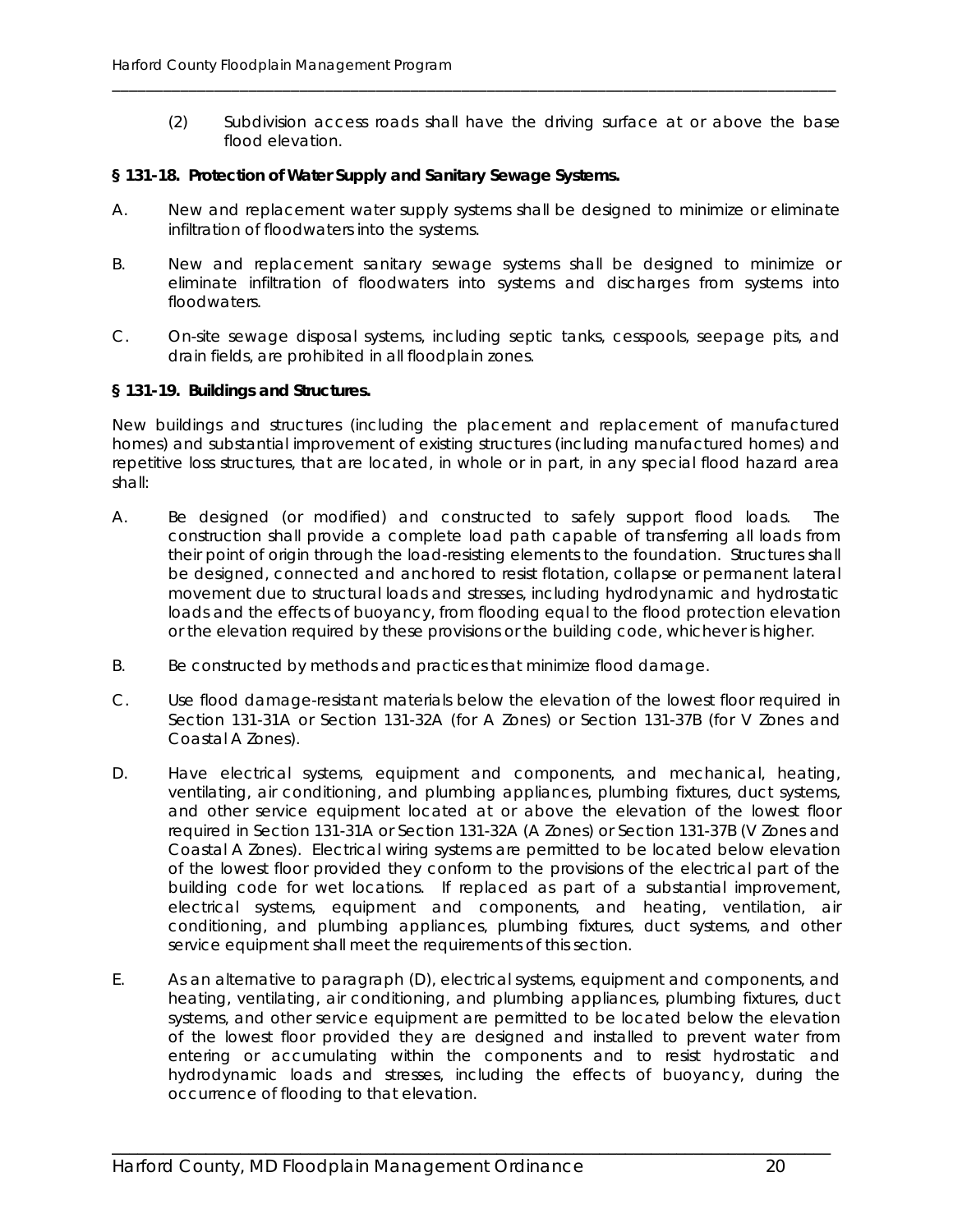(2) Subdivision access roads shall have the driving surface at or above the base flood elevation.

**§ 131-18. Protection of Water Supply and Sanitary Sewage Systems.**

A. New and replacement water supply systems shall be designed to minimize or eliminate infiltration of floodwaters into the systems.

B. New and replacement sanitary sewage systems shall be designed to minimize or eliminate infiltration of floodwaters into systems and discharges from systems into floodwaters.

C. On-site sewage disposal systems, including septic tanks, cesspools, seepage pits, and drain fields, are prohibited in all floodplain zones.

**§ 131-19. Buildings and Structures.**

New buildings and structures (including the placement and replacement of manufactured homes) and substantial improvement of existing structures (including manufactured homes) and repetitive loss structures, that are located, in whole or in part, in any special flood hazard area shall:

A. Be designed (or modified) and constructed to safely support flood loads. The construction shall provide a complete load path capable of transferring all loads from their point of origin through the load-resisting elements to the foundation. Structures shall be designed, connected and anchored to resist flotation, collapse or permanent lateral movement due to structural loads and stresses, including hydrodynamic and hydrostatic loads and the effects of buoyancy, from flooding equal to the flood protection elevation or the elevation required by these provisions or the building code, whichever is higher.

B. Be constructed by methods and practices that minimize flood damage.

C. Use flood damage-resistant materials below the elevation of the lowest floor required in Section 131-31A or Section 131-32A (for A Zones) or Section 131-37B (for V Zones and Coastal A Zones).

D. Have electrical systems, equipment and components, and mechanical, heating, ventilating, air conditioning, and plumbing appliances, plumbing fixtures, duct systems, and other service equipment located at or above the elevation of the lowest floor required in Section 131-31A or Section 131-32A (A Zones) or Section 131-37B (V Zones and Coastal A Zones). Electrical wiring systems are permitted to be located below elevation of the lowest floor provided they conform to the provisions of the electrical part of the building code for wet locations. If replaced as part of a substantial improvement, electrical systems, equipment and components, and heating, ventilation, air conditioning, and plumbing appliances, plumbing fixtures, duct systems, and other service equipment shall meet the requirements of this section.

E. As an alternative to paragraph (D), electrical systems, equipment and components, and heating, ventilating, air conditioning, and plumbing appliances, plumbing fixtures, duct systems, and other service equipment are permitted to be located below the elevation of the lowest floor provided they are designed and installed to prevent water from entering or accumulating within the components and to resist hydrostatic and hydrodynamic loads and stresses, including the effects of buoyancy, during the occurrence of flooding to that elevation.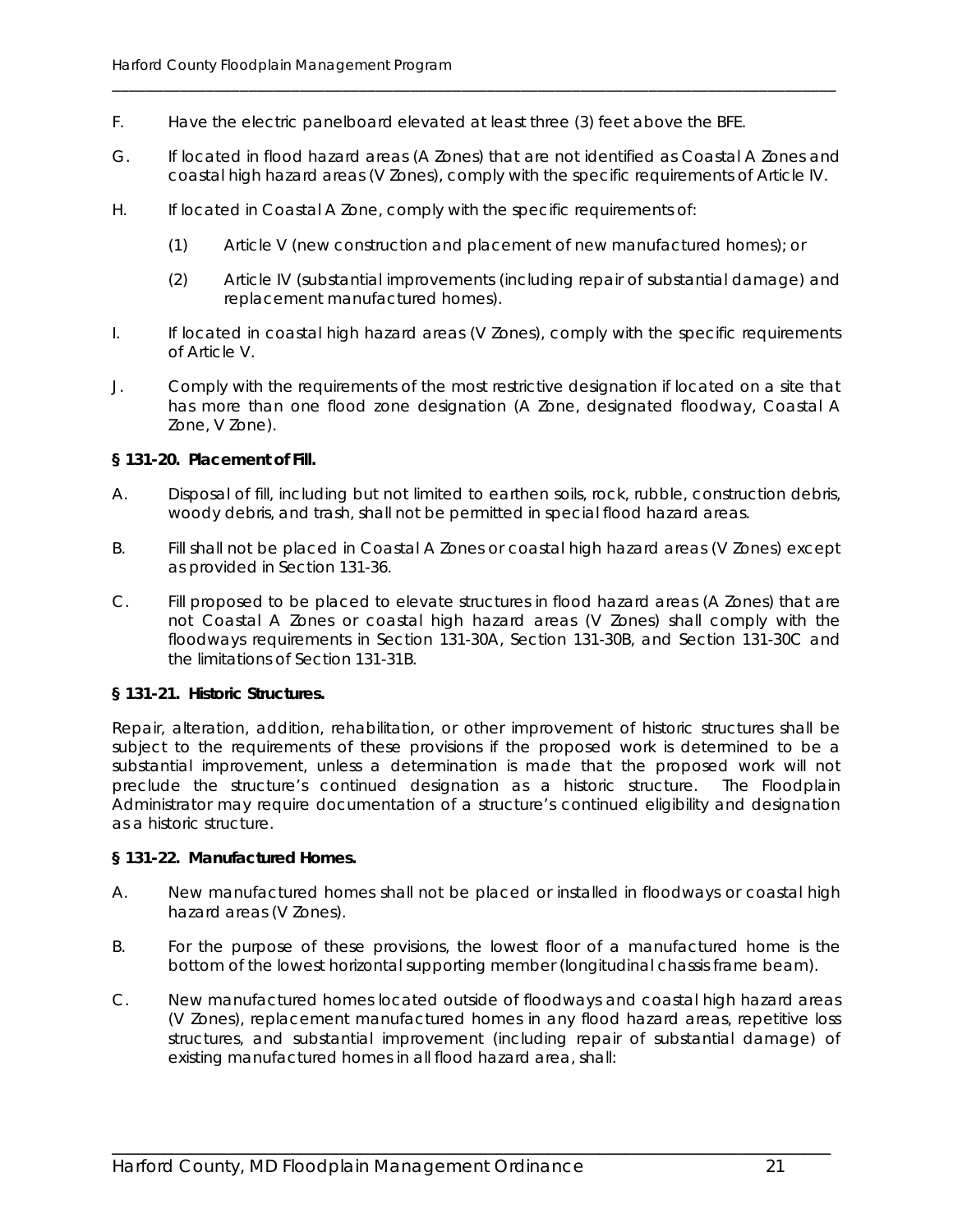F. Have the electric panelboard elevated at least three (3) feet above the BFE.

G. If located in flood hazard areas (A Zones) that are not identified as Coastal A Zones and coastal high hazard areas (V Zones), comply with the specific requirements of Article IV.

H. If located in Coastal A Zone, comply with the specific requirements of:

  (1) Article V (new construction and placement of new manufactured homes); or

  (2) Article IV (substantial improvements (including repair of substantial damage) and replacement manufactured homes).

I. If located in coastal high hazard areas (V Zones), comply with the specific requirements of Article V.

J. Comply with the requirements of the most restrictive designation if located on a site that has more than one flood zone designation (A Zone, designated floodway, Coastal A Zone, V Zone).

**§ 131-20. Placement of Fill.**

A. Disposal of fill, including but not limited to earthen soils, rock, rubble, construction debris, woody debris, and trash, shall not be permitted in special flood hazard areas.

B. Fill shall not be placed in Coastal A Zones or coastal high hazard areas (V Zones) except as provided in Section 131-36.

C. Fill proposed to be placed to elevate structures in flood hazard areas (A Zones) that are not Coastal A Zones or coastal high hazard areas (V Zones) shall comply with the floodways requirements in Section 131-30A, Section 131-30B, and Section 131-30C and the limitations of Section 131-31B.

**§ 131-21. Historic Structures.**

Repair, alteration, addition, rehabilitation, or other improvement of historic structures shall be subject to the requirements of these provisions if the proposed work is determined to be a substantial improvement, unless a determination is made that the proposed work will not preclude the structure's continued designation as a historic structure. The Floodplain Administrator may require documentation of a structure's continued eligibility and designation as a historic structure.

**§ 131-22. Manufactured Homes.**

A. New manufactured homes shall not be placed or installed in floodways or coastal high hazard areas (V Zones).

B. For the purpose of these provisions, the lowest floor of a manufactured home is the bottom of the lowest horizontal supporting member (longitudinal chassis frame beam).

C. New manufactured homes located outside of floodways and coastal high hazard areas (V Zones), replacement manufactured homes in any flood hazard areas, repetitive loss structures, and substantial improvement (including repair of substantial damage) of existing manufactured homes in all flood hazard area, shall: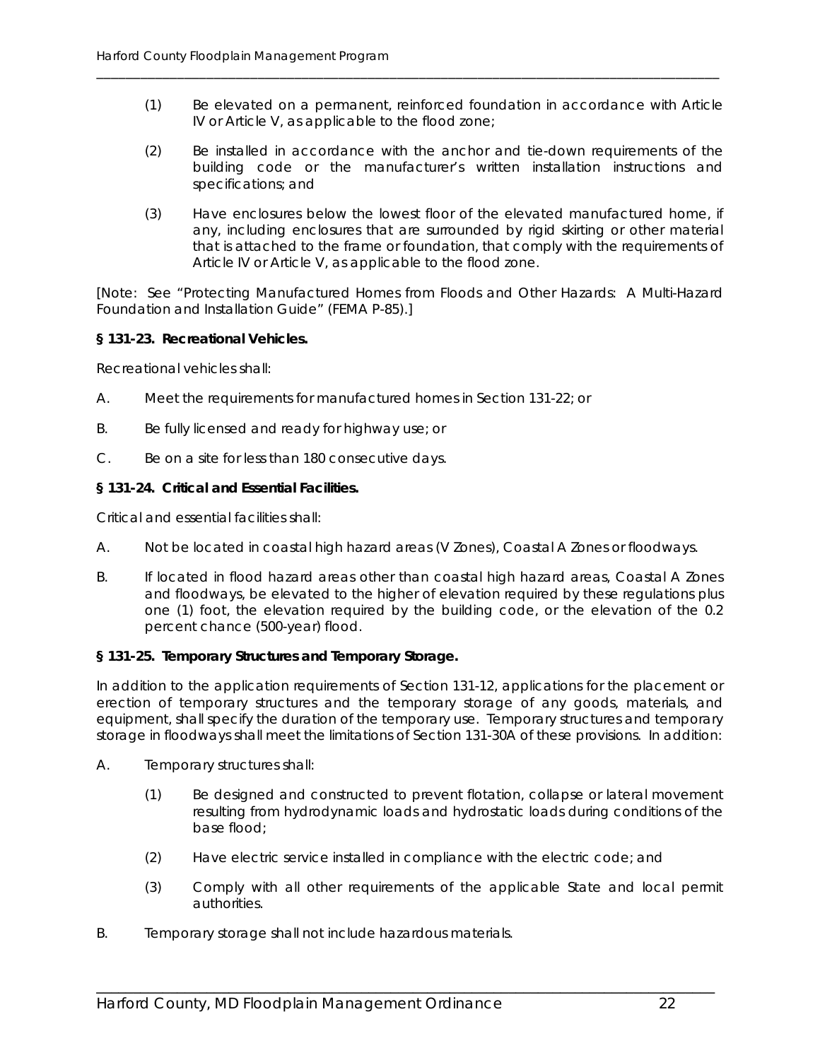(1) Be elevated on a permanent, reinforced foundation in accordance with Article IV or Article V, as applicable to the flood zone;

(2) Be installed in accordance with the anchor and tie-down requirements of the building code or the manufacturer's written installation instructions and specifications; and

(3) Have enclosures below the lowest floor of the elevated manufactured home, if any, including enclosures that are surrounded by rigid skirting or other material that is attached to the frame or foundation, that comply with the requirements of Article IV or Article V, as applicable to the flood zone.

[Note: See "Protecting Manufactured Homes from Floods and Other Hazards: A Multi-Hazard Foundation and Installation Guide" (FEMA P-85).]

**§ 131-23. Recreational Vehicles.**

Recreational vehicles shall:

A. Meet the requirements for manufactured homes in Section 131-22; or

B. Be fully licensed and ready for highway use; or

C. Be on a site for less than 180 consecutive days.

**§ 131-24. Critical and Essential Facilities.**

Critical and essential facilities shall:

A. Not be located in coastal high hazard areas (V Zones), Coastal A Zones or floodways.

B. If located in flood hazard areas other than coastal high hazard areas, Coastal A Zones and floodways, be elevated to the higher of elevation required by these regulations plus one (1) foot, the elevation required by the building code, or the elevation of the 0.2 percent chance (500-year) flood.

**§ 131-25. Temporary Structures and Temporary Storage.**

In addition to the application requirements of Section 131-12, applications for the placement or erection of temporary structures and the temporary storage of any goods, materials, and equipment, shall specify the duration of the temporary use. Temporary structures and temporary storage in floodways shall meet the limitations of Section 131-30A of these provisions. In addition:

A. Temporary structures shall:

(1) Be designed and constructed to prevent flotation, collapse or lateral movement resulting from hydrodynamic loads and hydrostatic loads during conditions of the base flood;

(2) Have electric service installed in compliance with the electric code; and

(3) Comply with all other requirements of the applicable State and local permit authorities.

B. Temporary storage shall not include hazardous materials.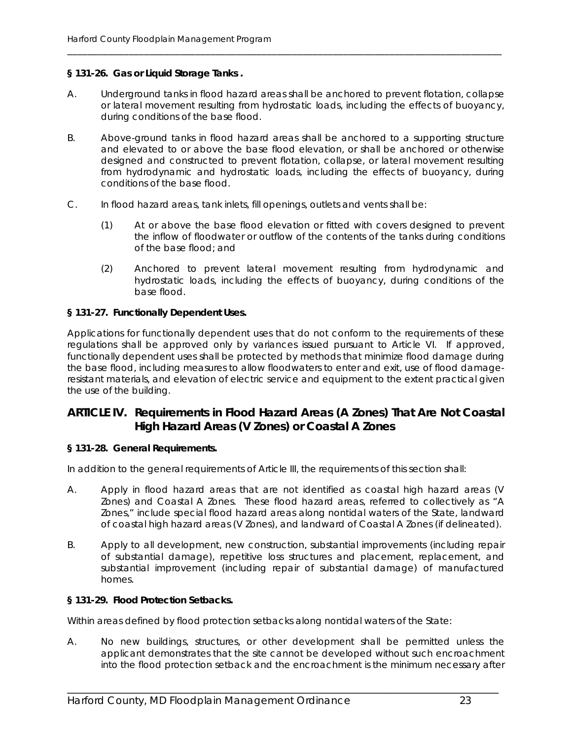**§ 131-26. Gas or Liquid Storage Tanks .**

A. Underground tanks in flood hazard areas shall be anchored to prevent flotation, collapse or lateral movement resulting from hydrostatic loads, including the effects of buoyancy, during conditions of the base flood.

B. Above-ground tanks in flood hazard areas shall be anchored to a supporting structure and elevated to or above the base flood elevation, or shall be anchored or otherwise designed and constructed to prevent flotation, collapse, or lateral movement resulting from hydrodynamic and hydrostatic loads, including the effects of buoyancy, during conditions of the base flood.

C. In flood hazard areas, tank inlets, fill openings, outlets and vents shall be:

(1) At or above the base flood elevation or fitted with covers designed to prevent the inflow of floodwater or outflow of the contents of the tanks during conditions of the base flood; and

(2) Anchored to prevent lateral movement resulting from hydrodynamic and hydrostatic loads, including the effects of buoyancy, during conditions of the base flood.

**§ 131-27. Functionally Dependent Uses.**

Applications for functionally dependent uses that do not conform to the requirements of these regulations shall be approved only by variances issued pursuant to Article VI. If approved, functionally dependent uses shall be protected by methods that minimize flood damage during the base flood, including measures to allow floodwaters to enter and exit, use of flood damage-resistant materials, and elevation of electric service and equipment to the extent practical given the use of the building.

## ARTICLE IV. Requirements in Flood Hazard Areas (A Zones) That Are Not Coastal High Hazard Areas (V Zones) or Coastal A Zones

**§ 131-28. General Requirements.**

In addition to the general requirements of Article III, the requirements of this section shall:

A. Apply in flood hazard areas that are not identified as coastal high hazard areas (V Zones) and Coastal A Zones. These flood hazard areas, referred to collectively as "A Zones," include special flood hazard areas along nontidal waters of the State, landward of coastal high hazard areas (V Zones), and landward of Coastal A Zones (if delineated).

B. Apply to all development, new construction, substantial improvements (including repair of substantial damage), repetitive loss structures and placement, replacement, and substantial improvement (including repair of substantial damage) of manufactured homes.

**§ 131-29. Flood Protection Setbacks.**

Within areas defined by flood protection setbacks along nontidal waters of the State:

A. No new buildings, structures, or other development shall be permitted unless the applicant demonstrates that the site cannot be developed without such encroachment into the flood protection setback and the encroachment is the minimum necessary after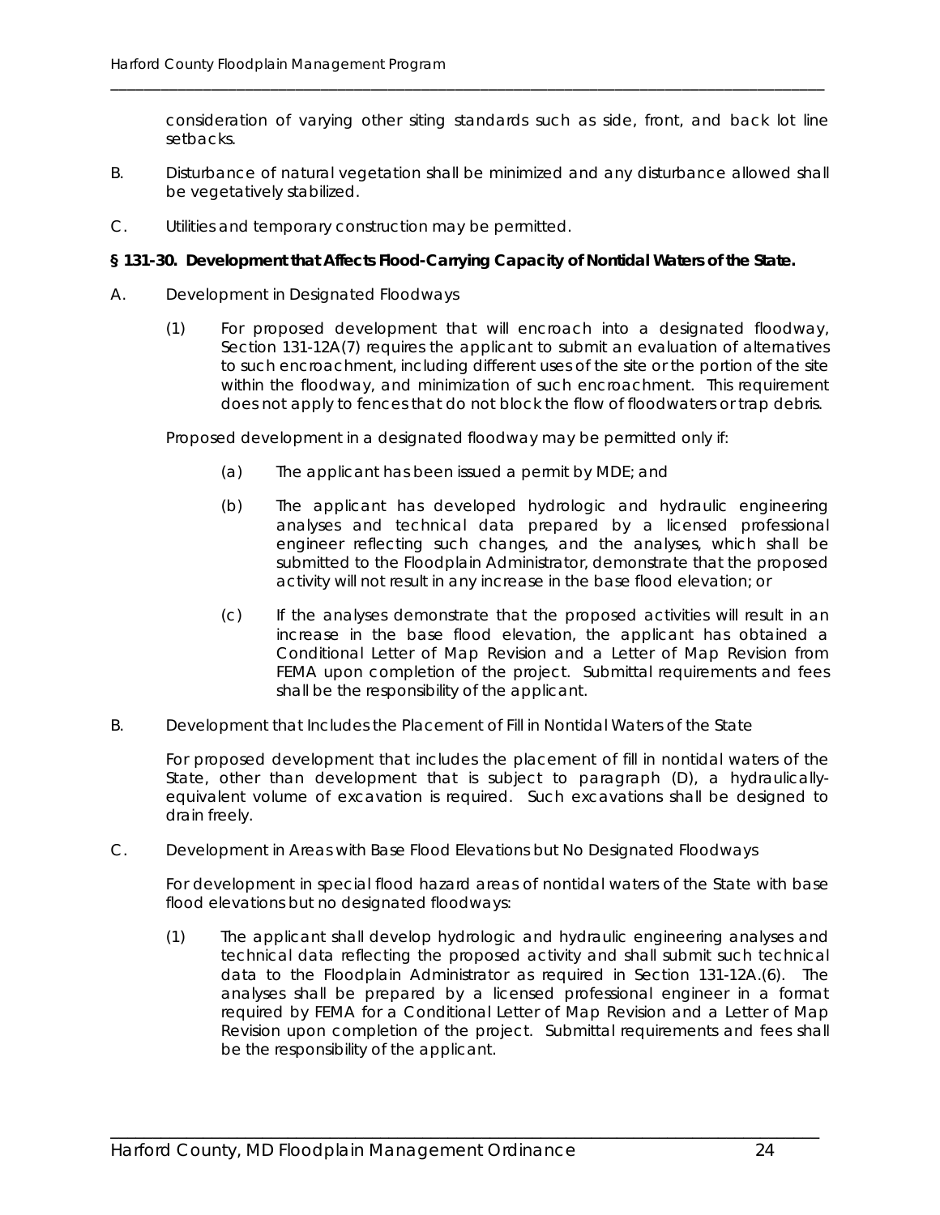consideration of varying other siting standards such as side, front, and back lot line setbacks.

B. Disturbance of natural vegetation shall be minimized and any disturbance allowed shall be vegetatively stabilized.

C. Utilities and temporary construction may be permitted.

**§ 131-30. Development that Affects Flood-Carrying Capacity of Nontidal Waters of the State.**

A. Development in Designated Floodways

(1) For proposed development that will encroach into a designated floodway, Section 131-12A(7) requires the applicant to submit an evaluation of alternatives to such encroachment, including different uses of the site or the portion of the site within the floodway, and minimization of such encroachment. This requirement does not apply to fences that do not block the flow of floodwaters or trap debris.

Proposed development in a designated floodway may be permitted only if:

(a) The applicant has been issued a permit by MDE; and

(b) The applicant has developed hydrologic and hydraulic engineering analyses and technical data prepared by a licensed professional engineer reflecting such changes, and the analyses, which shall be submitted to the Floodplain Administrator, demonstrate that the proposed activity will not result in any increase in the base flood elevation; or

(c) If the analyses demonstrate that the proposed activities will result in an increase in the base flood elevation, the applicant has obtained a Conditional Letter of Map Revision and a Letter of Map Revision from FEMA upon completion of the project. Submittal requirements and fees shall be the responsibility of the applicant.

B. Development that Includes the Placement of Fill in Nontidal Waters of the State

For proposed development that includes the placement of fill in nontidal waters of the State, other than development that is subject to paragraph (D), a hydraulically-equivalent volume of excavation is required. Such excavations shall be designed to drain freely.

C. Development in Areas with Base Flood Elevations but No Designated Floodways

For development in special flood hazard areas of nontidal waters of the State with base flood elevations but no designated floodways:

(1) The applicant shall develop hydrologic and hydraulic engineering analyses and technical data reflecting the proposed activity and shall submit such technical data to the Floodplain Administrator as required in Section 131-12A.(6). The analyses shall be prepared by a licensed professional engineer in a format required by FEMA for a Conditional Letter of Map Revision and a Letter of Map Revision upon completion of the project. Submittal requirements and fees shall be the responsibility of the applicant.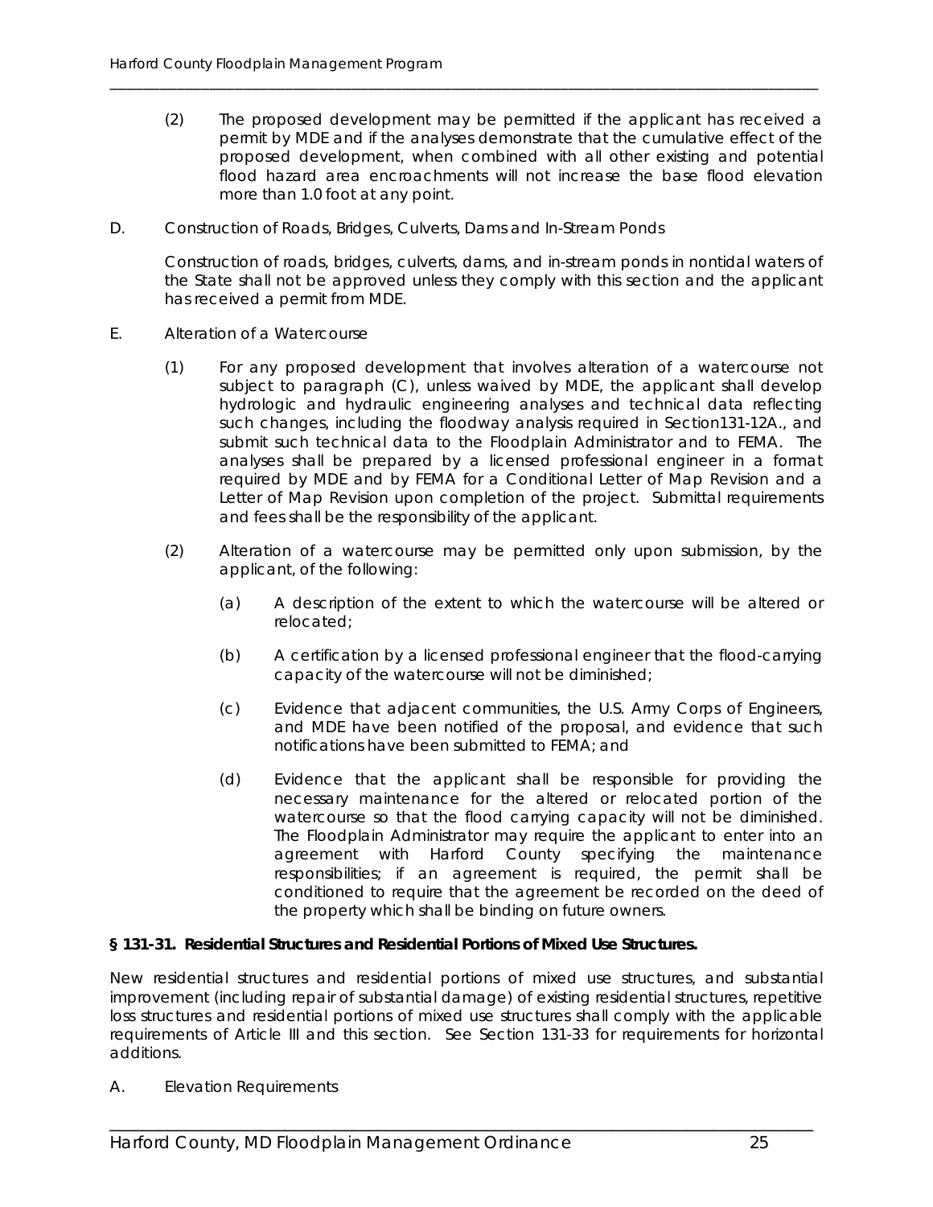(2) The proposed development may be permitted if the applicant has received a permit by MDE and if the analyses demonstrate that the cumulative effect of the proposed development, when combined with all other existing and potential flood hazard area encroachments will not increase the base flood elevation more than 1.0 foot at any point.

D. Construction of Roads, Bridges, Culverts, Dams and In-Stream Ponds

Construction of roads, bridges, culverts, dams, and in-stream ponds in nontidal waters of the State shall not be approved unless they comply with this section and the applicant has received a permit from MDE.

E. Alteration of a Watercourse

(1) For any proposed development that involves alteration of a watercourse not subject to paragraph (C), unless waived by MDE, the applicant shall develop hydrologic and hydraulic engineering analyses and technical data reflecting such changes, including the floodway analysis required in Section131-12A., and submit such technical data to the Floodplain Administrator and to FEMA. The analyses shall be prepared by a licensed professional engineer in a format required by MDE and by FEMA for a Conditional Letter of Map Revision and a Letter of Map Revision upon completion of the project. Submittal requirements and fees shall be the responsibility of the applicant.

(2) Alteration of a watercourse may be permitted only upon submission, by the applicant, of the following:

(a) A description of the extent to which the watercourse will be altered or relocated;

(b) A certification by a licensed professional engineer that the flood-carrying capacity of the watercourse will not be diminished;

(c) Evidence that adjacent communities, the U.S. Army Corps of Engineers, and MDE have been notified of the proposal, and evidence that such notifications have been submitted to FEMA; and

(d) Evidence that the applicant shall be responsible for providing the necessary maintenance for the altered or relocated portion of the watercourse so that the flood carrying capacity will not be diminished. The Floodplain Administrator may require the applicant to enter into an agreement with Harford County specifying the maintenance responsibilities; if an agreement is required, the permit shall be conditioned to require that the agreement be recorded on the deed of the property which shall be binding on future owners.

**§ 131-31. Residential Structures and Residential Portions of Mixed Use Structures.**

New residential structures and residential portions of mixed use structures, and substantial improvement (including repair of substantial damage) of existing residential structures, repetitive loss structures and residential portions of mixed use structures shall comply with the applicable requirements of Article III and this section. See Section 131-33 for requirements for horizontal additions.

A. Elevation Requirements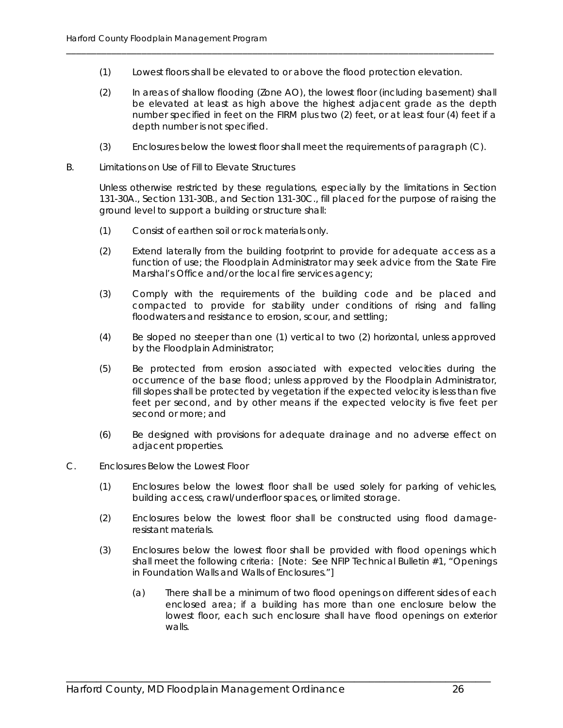(1) Lowest floors shall be elevated to or above the flood protection elevation.

(2) In areas of shallow flooding (Zone AO), the lowest floor (including basement) shall be elevated at least as high above the highest adjacent grade as the depth number specified in feet on the FIRM plus two (2) feet, or at least four (4) feet if a depth number is not specified.

(3) Enclosures below the lowest floor shall meet the requirements of paragraph (C).

B. Limitations on Use of Fill to Elevate Structures

Unless otherwise restricted by these regulations, especially by the limitations in Section 131-30A., Section 131-30B., and Section 131-30C., fill placed for the purpose of raising the ground level to support a building or structure shall:

(1) Consist of earthen soil or rock materials only.

(2) Extend laterally from the building footprint to provide for adequate access as a function of use; the Floodplain Administrator may seek advice from the State Fire Marshal's Office and/or the local fire services agency;

(3) Comply with the requirements of the building code and be placed and compacted to provide for stability under conditions of rising and falling floodwaters and resistance to erosion, scour, and settling;

(4) Be sloped no steeper than one (1) vertical to two (2) horizontal, unless approved by the Floodplain Administrator;

(5) Be protected from erosion associated with expected velocities during the occurrence of the base flood; unless approved by the Floodplain Administrator, fill slopes shall be protected by vegetation if the expected velocity is less than five feet per second, and by other means if the expected velocity is five feet per second or more; and

(6) Be designed with provisions for adequate drainage and no adverse effect on adjacent properties.

C. Enclosures Below the Lowest Floor

(1) Enclosures below the lowest floor shall be used solely for parking of vehicles, building access, crawl/underfloor spaces, or limited storage.

(2) Enclosures below the lowest floor shall be constructed using flood damage-resistant materials.

(3) Enclosures below the lowest floor shall be provided with flood openings which shall meet the following criteria: [Note: See NFIP Technical Bulletin #1, "Openings in Foundation Walls and Walls of Enclosures."]

(a) There shall be a minimum of two flood openings on different sides of each enclosed area; if a building has more than one enclosure below the lowest floor, each such enclosure shall have flood openings on exterior walls.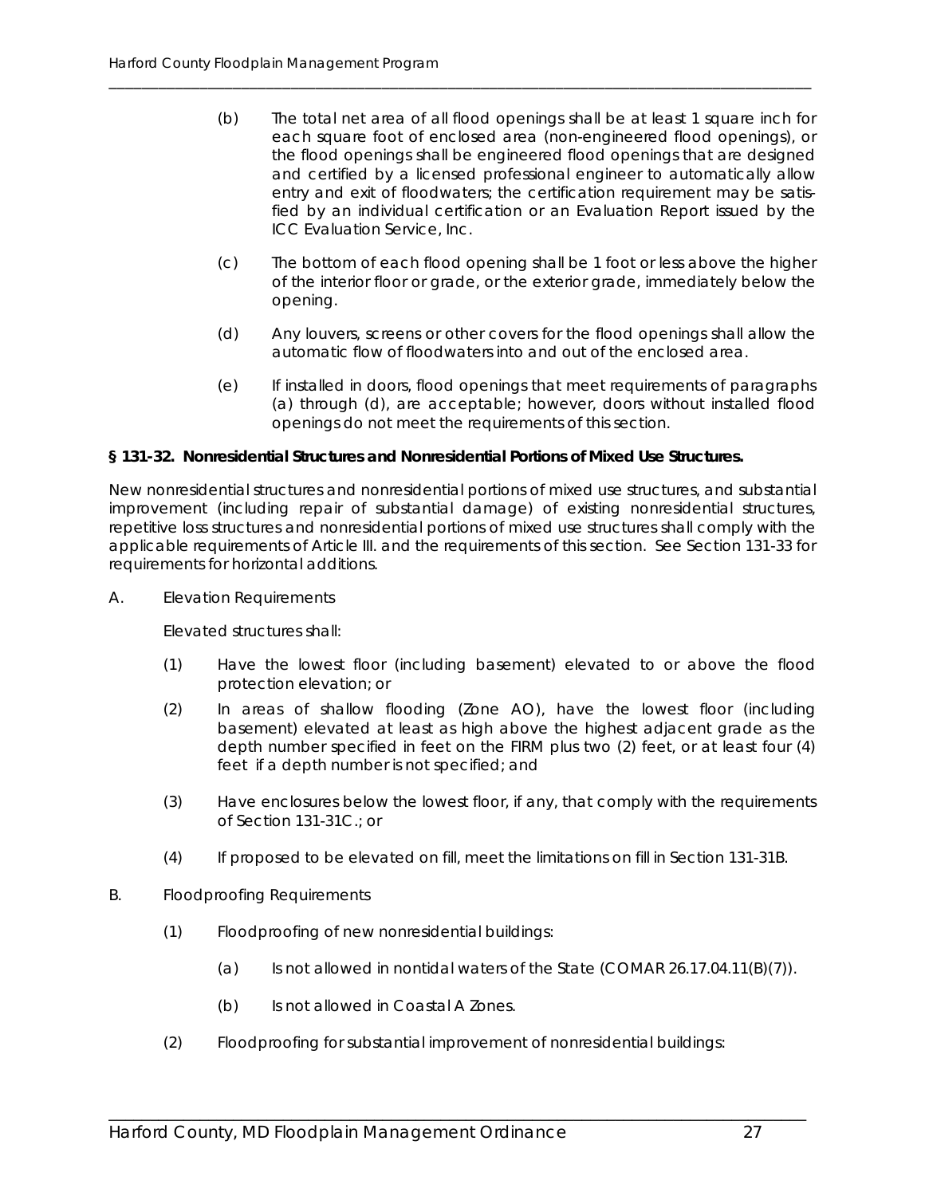(b) The total net area of all flood openings shall be at least 1 square inch for each square foot of enclosed area (non-engineered flood openings), or the flood openings shall be engineered flood openings that are designed and certified by a licensed professional engineer to automatically allow entry and exit of floodwaters; the certification requirement may be satisfied by an individual certification or an Evaluation Report issued by the ICC Evaluation Service, Inc.

(c) The bottom of each flood opening shall be 1 foot or less above the higher of the interior floor or grade, or the exterior grade, immediately below the opening.

(d) Any louvers, screens or other covers for the flood openings shall allow the automatic flow of floodwaters into and out of the enclosed area.

(e) If installed in doors, flood openings that meet requirements of paragraphs (a) through (d), are acceptable; however, doors without installed flood openings do not meet the requirements of this section.

**§ 131-32. Nonresidential Structures and Nonresidential Portions of Mixed Use Structures.**

New nonresidential structures and nonresidential portions of mixed use structures, and substantial improvement (including repair of substantial damage) of existing nonresidential structures, repetitive loss structures and nonresidential portions of mixed use structures shall comply with the applicable requirements of Article III. and the requirements of this section. See Section 131-33 for requirements for horizontal additions.

A. Elevation Requirements

Elevated structures shall:

(1) Have the lowest floor (including basement) elevated to or above the flood protection elevation; or

(2) In areas of shallow flooding (Zone AO), have the lowest floor (including basement) elevated at least as high above the highest adjacent grade as the depth number specified in feet on the FIRM plus two (2) feet, or at least four (4) feet if a depth number is not specified; and

(3) Have enclosures below the lowest floor, if any, that comply with the requirements of Section 131-31C.; or

(4) If proposed to be elevated on fill, meet the limitations on fill in Section 131-31B.

B. Floodproofing Requirements

(1) Floodproofing of new nonresidential buildings:

(a) Is not allowed in nontidal waters of the State (COMAR 26.17.04.11(B)(7)).

(b) Is not allowed in Coastal A Zones.

(2) Floodproofing for substantial improvement of nonresidential buildings: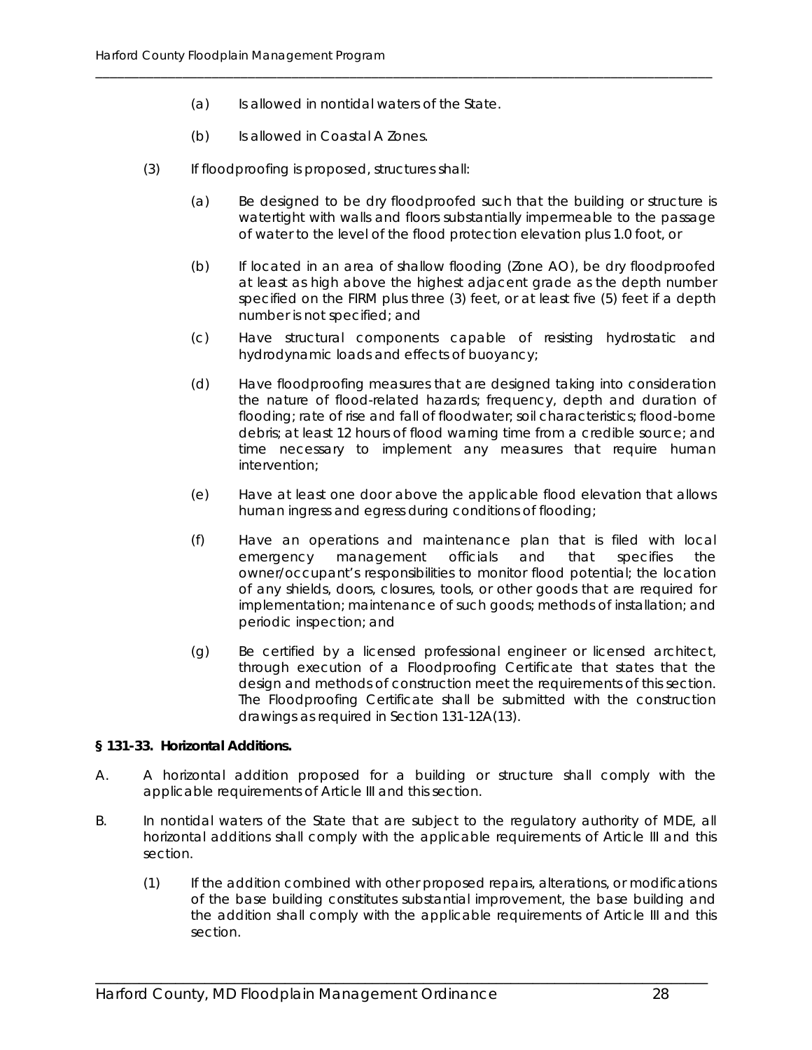(a) Is allowed in nontidal waters of the State.

(b) Is allowed in Coastal A Zones.

(3) If floodproofing is proposed, structures shall:

(a) Be designed to be dry floodproofed such that the building or structure is watertight with walls and floors substantially impermeable to the passage of water to the level of the flood protection elevation plus 1.0 foot, or

(b) If located in an area of shallow flooding (Zone AO), be dry floodproofed at least as high above the highest adjacent grade as the depth number specified on the FIRM plus three (3) feet, or at least five (5) feet if a depth number is not specified; and

(c) Have structural components capable of resisting hydrostatic and hydrodynamic loads and effects of buoyancy;

(d) Have floodproofing measures that are designed taking into consideration the nature of flood-related hazards; frequency, depth and duration of flooding; rate of rise and fall of floodwater; soil characteristics; flood-borne debris; at least 12 hours of flood warning time from a credible source; and time necessary to implement any measures that require human intervention;

(e) Have at least one door above the applicable flood elevation that allows human ingress and egress during conditions of flooding;

(f) Have an operations and maintenance plan that is filed with local emergency management officials and that specifies the owner/occupant's responsibilities to monitor flood potential; the location of any shields, doors, closures, tools, or other goods that are required for implementation; maintenance of such goods; methods of installation; and periodic inspection; and

(g) Be certified by a licensed professional engineer or licensed architect, through execution of a Floodproofing Certificate that states that the design and methods of construction meet the requirements of this section. The Floodproofing Certificate shall be submitted with the construction drawings as required in Section 131-12A(13).

**§ 131-33. Horizontal Additions.**

A. A horizontal addition proposed for a building or structure shall comply with the applicable requirements of Article III and this section.

B. In nontidal waters of the State that are subject to the regulatory authority of MDE, all horizontal additions shall comply with the applicable requirements of Article III and this section.

(1) If the addition combined with other proposed repairs, alterations, or modifications of the base building constitutes substantial improvement, the base building and the addition shall comply with the applicable requirements of Article III and this section.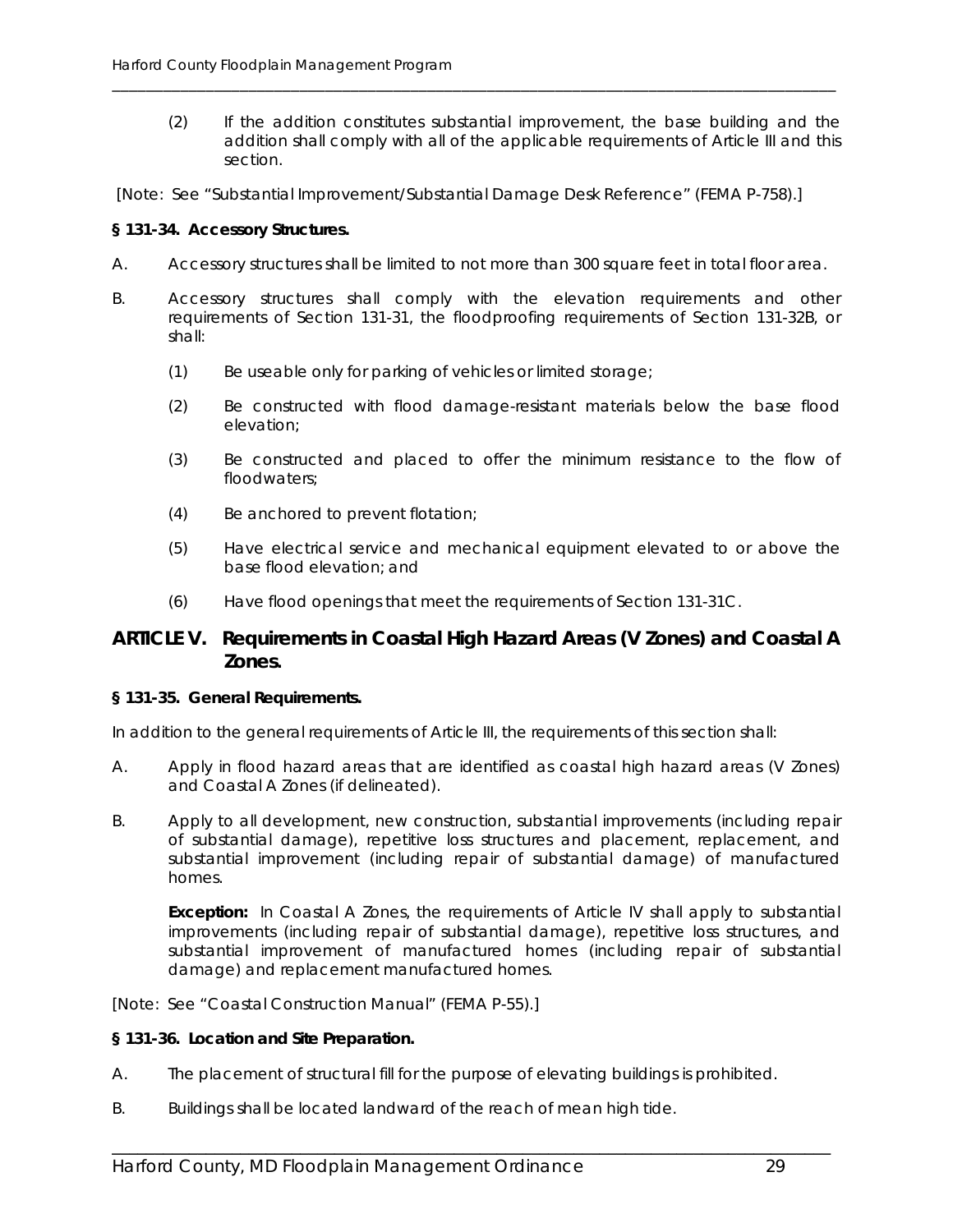(2) If the addition constitutes substantial improvement, the base building and the addition shall comply with all of the applicable requirements of Article III and this section.

[Note: See "Substantial Improvement/Substantial Damage Desk Reference" (FEMA P-758).]

**§ 131-34. Accessory Structures.**

A. Accessory structures shall be limited to not more than 300 square feet in total floor area.

B. Accessory structures shall comply with the elevation requirements and other requirements of Section 131-31, the floodproofing requirements of Section 131-32B, or shall:

(1) Be useable only for parking of vehicles or limited storage;

(2) Be constructed with flood damage-resistant materials below the base flood elevation;

(3) Be constructed and placed to offer the minimum resistance to the flow of floodwaters;

(4) Be anchored to prevent flotation;

(5) Have electrical service and mechanical equipment elevated to or above the base flood elevation; and

(6) Have flood openings that meet the requirements of Section 131-31C.

## ARTICLE V. Requirements in Coastal High Hazard Areas (V Zones) and Coastal A Zones.

**§ 131-35. General Requirements.**

In addition to the general requirements of Article III, the requirements of this section shall:

A. Apply in flood hazard areas that are identified as coastal high hazard areas (V Zones) and Coastal A Zones (if delineated).

B. Apply to all development, new construction, substantial improvements (including repair of substantial damage), repetitive loss structures and placement, replacement, and substantial improvement (including repair of substantial damage) of manufactured homes.

**Exception:** In Coastal A Zones, the requirements of Article IV shall apply to substantial improvements (including repair of substantial damage), repetitive loss structures, and substantial improvement of manufactured homes (including repair of substantial damage) and replacement manufactured homes.

[Note: See "Coastal Construction Manual" (FEMA P-55).]

**§ 131-36. Location and Site Preparation.**

A. The placement of structural fill for the purpose of elevating buildings is prohibited.

B. Buildings shall be located landward of the reach of mean high tide.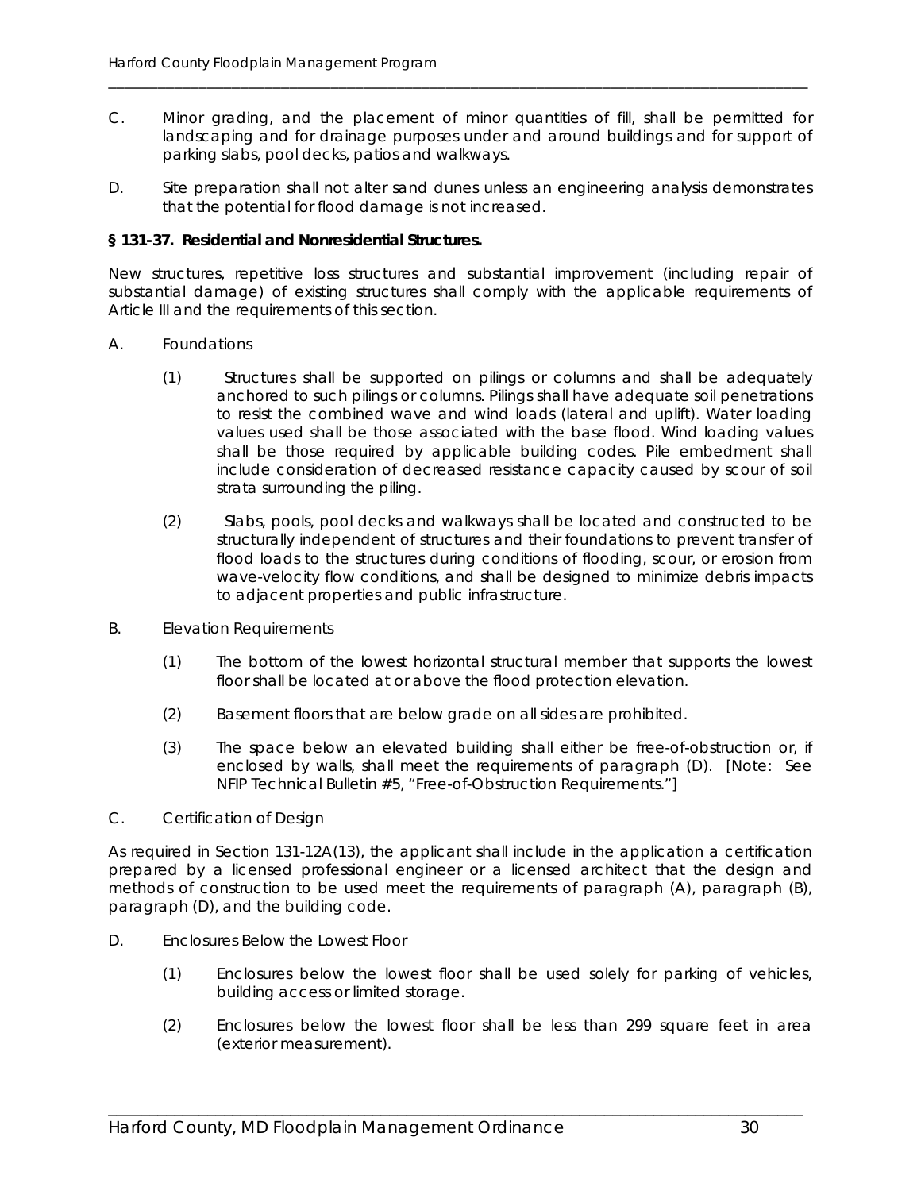C. Minor grading, and the placement of minor quantities of fill, shall be permitted for landscaping and for drainage purposes under and around buildings and for support of parking slabs, pool decks, patios and walkways.

D. Site preparation shall not alter sand dunes unless an engineering analysis demonstrates that the potential for flood damage is not increased.

**§ 131-37. Residential and Nonresidential Structures.**

New structures, repetitive loss structures and substantial improvement (including repair of substantial damage) of existing structures shall comply with the applicable requirements of Article III and the requirements of this section.

A. Foundations

(1) Structures shall be supported on pilings or columns and shall be adequately anchored to such pilings or columns. Pilings shall have adequate soil penetrations to resist the combined wave and wind loads (lateral and uplift). Water loading values used shall be those associated with the base flood. Wind loading values shall be those required by applicable building codes. Pile embedment shall include consideration of decreased resistance capacity caused by scour of soil strata surrounding the piling.

(2) Slabs, pools, pool decks and walkways shall be located and constructed to be structurally independent of structures and their foundations to prevent transfer of flood loads to the structures during conditions of flooding, scour, or erosion from wave-velocity flow conditions, and shall be designed to minimize debris impacts to adjacent properties and public infrastructure.

B. Elevation Requirements

(1) The bottom of the lowest horizontal structural member that supports the lowest floor shall be located at or above the flood protection elevation.

(2) Basement floors that are below grade on all sides are prohibited.

(3) The space below an elevated building shall either be free-of-obstruction or, if enclosed by walls, shall meet the requirements of paragraph (D). [Note: See NFIP Technical Bulletin #5, "Free-of-Obstruction Requirements."]

C. Certification of Design

As required in Section 131-12A(13), the applicant shall include in the application a certification prepared by a licensed professional engineer or a licensed architect that the design and methods of construction to be used meet the requirements of paragraph (A), paragraph (B), paragraph (D), and the building code.

D. Enclosures Below the Lowest Floor

(1) Enclosures below the lowest floor shall be used solely for parking of vehicles, building access or limited storage.

(2) Enclosures below the lowest floor shall be less than 299 square feet in area (exterior measurement).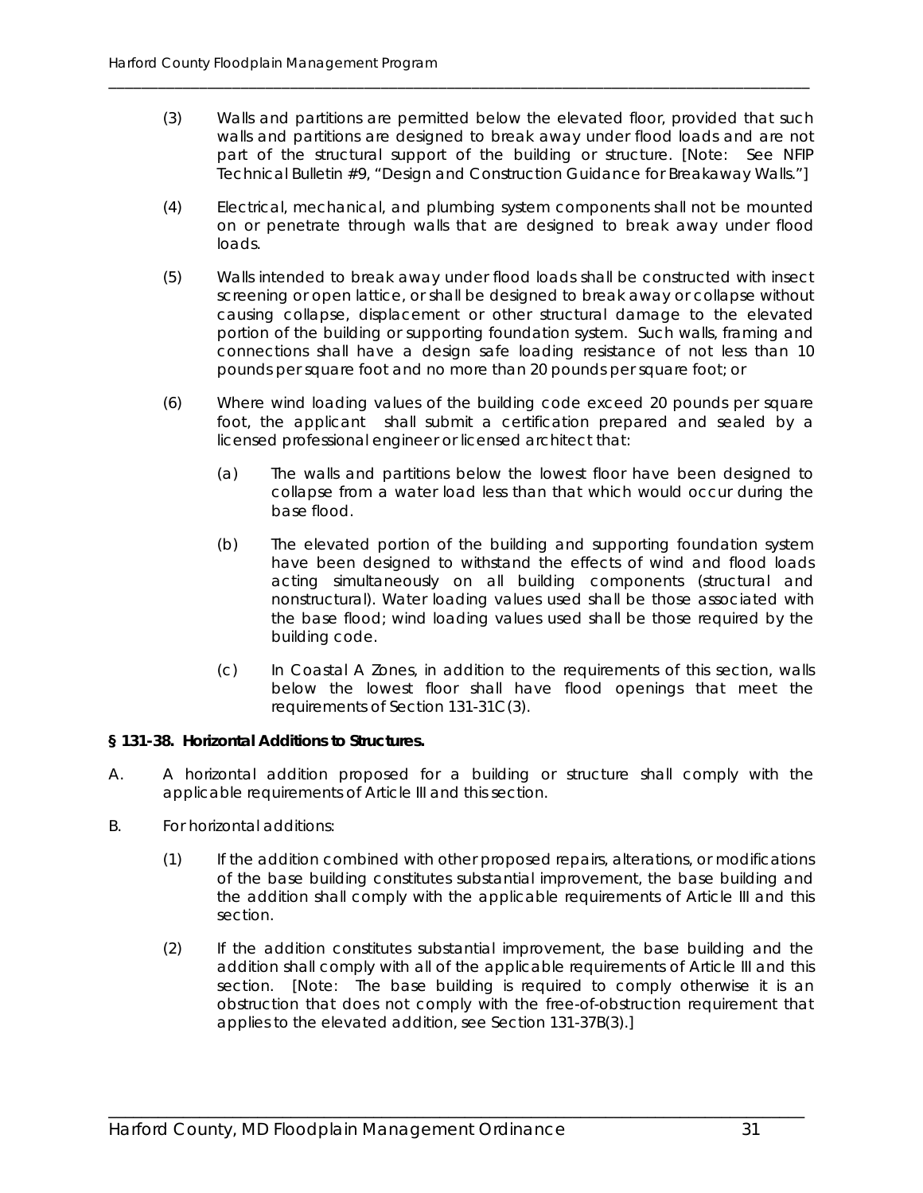(3) Walls and partitions are permitted below the elevated floor, provided that such walls and partitions are designed to break away under flood loads and are not part of the structural support of the building or structure. [Note: See NFIP Technical Bulletin #9, "Design and Construction Guidance for Breakaway Walls."]

(4) Electrical, mechanical, and plumbing system components shall not be mounted on or penetrate through walls that are designed to break away under flood loads.

(5) Walls intended to break away under flood loads shall be constructed with insect screening or open lattice, or shall be designed to break away or collapse without causing collapse, displacement or other structural damage to the elevated portion of the building or supporting foundation system. Such walls, framing and connections shall have a design safe loading resistance of not less than 10 pounds per square foot and no more than 20 pounds per square foot; or

(6) Where wind loading values of the building code exceed 20 pounds per square foot, the applicant shall submit a certification prepared and sealed by a licensed professional engineer or licensed architect that:

(a) The walls and partitions below the lowest floor have been designed to collapse from a water load less than that which would occur during the base flood.

(b) The elevated portion of the building and supporting foundation system have been designed to withstand the effects of wind and flood loads acting simultaneously on all building components (structural and nonstructural). Water loading values used shall be those associated with the base flood; wind loading values used shall be those required by the building code.

(c) In Coastal A Zones, in addition to the requirements of this section, walls below the lowest floor shall have flood openings that meet the requirements of Section 131-31C(3).

**§ 131-38. Horizontal Additions to Structures.**

A. A horizontal addition proposed for a building or structure shall comply with the applicable requirements of Article III and this section.

B. For horizontal additions:

(1) If the addition combined with other proposed repairs, alterations, or modifications of the base building constitutes substantial improvement, the base building and the addition shall comply with the applicable requirements of Article III and this section.

(2) If the addition constitutes substantial improvement, the base building and the addition shall comply with all of the applicable requirements of Article III and this section. [Note: The base building is required to comply otherwise it is an obstruction that does not comply with the free-of-obstruction requirement that applies to the elevated addition, see Section 131-37B(3).]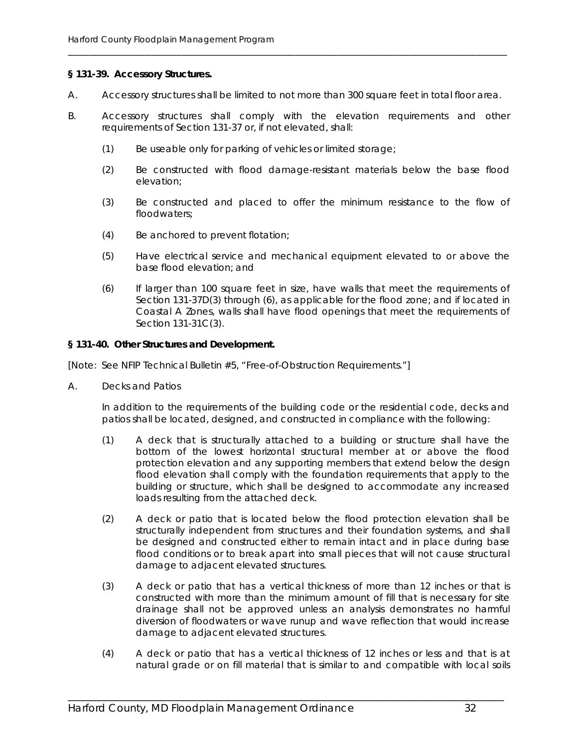**§ 131-39. Accessory Structures.**

A. Accessory structures shall be limited to not more than 300 square feet in total floor area.

B. Accessory structures shall comply with the elevation requirements and other requirements of Section 131-37 or, if not elevated, shall:

(1) Be useable only for parking of vehicles or limited storage;

(2) Be constructed with flood damage-resistant materials below the base flood elevation;

(3) Be constructed and placed to offer the minimum resistance to the flow of floodwaters;

(4) Be anchored to prevent flotation;

(5) Have electrical service and mechanical equipment elevated to or above the base flood elevation; and

(6) If larger than 100 square feet in size, have walls that meet the requirements of Section 131-37D(3) through (6), as applicable for the flood zone; and if located in Coastal A Zones, walls shall have flood openings that meet the requirements of Section 131-31C(3).

**§ 131-40. Other Structures and Development.**

[Note: See NFIP Technical Bulletin #5, "Free-of-Obstruction Requirements."]

A. Decks and Patios

In addition to the requirements of the building code or the residential code, decks and patios shall be located, designed, and constructed in compliance with the following:

(1) A deck that is structurally attached to a building or structure shall have the bottom of the lowest horizontal structural member at or above the flood protection elevation and any supporting members that extend below the design flood elevation shall comply with the foundation requirements that apply to the building or structure, which shall be designed to accommodate any increased loads resulting from the attached deck.

(2) A deck or patio that is located below the flood protection elevation shall be structurally independent from structures and their foundation systems, and shall be designed and constructed either to remain intact and in place during base flood conditions or to break apart into small pieces that will not cause structural damage to adjacent elevated structures.

(3) A deck or patio that has a vertical thickness of more than 12 inches or that is constructed with more than the minimum amount of fill that is necessary for site drainage shall not be approved unless an analysis demonstrates no harmful diversion of floodwaters or wave runup and wave reflection that would increase damage to adjacent elevated structures.

(4) A deck or patio that has a vertical thickness of 12 inches or less and that is at natural grade or on fill material that is similar to and compatible with local soils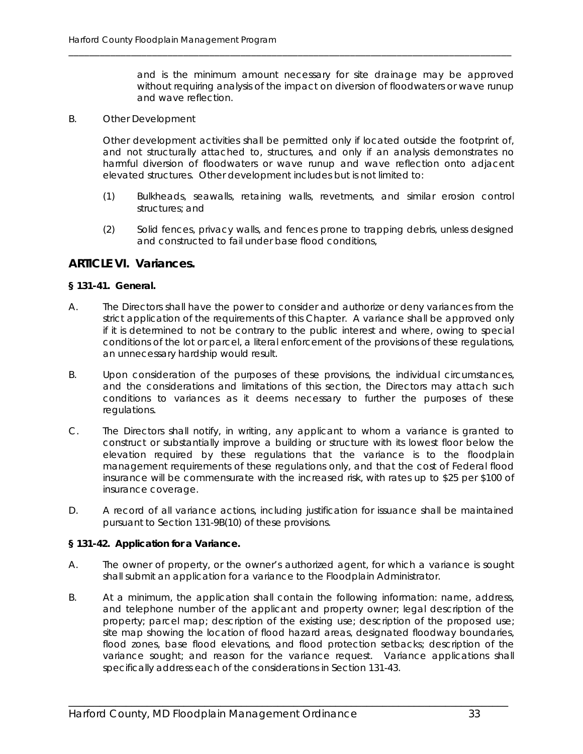and is the minimum amount necessary for site drainage may be approved without requiring analysis of the impact on diversion of floodwaters or wave runup and wave reflection.

B. Other Development

Other development activities shall be permitted only if located outside the footprint of, and not structurally attached to, structures, and only if an analysis demonstrates no harmful diversion of floodwaters or wave runup and wave reflection onto adjacent elevated structures. Other development includes but is not limited to:

(1) Bulkheads, seawalls, retaining walls, revetments, and similar erosion control structures; and

(2) Solid fences, privacy walls, and fences prone to trapping debris, unless designed and constructed to fail under base flood conditions,

## ARTICLE VI. Variances.

### § 131-41. General.

A. The Directors shall have the power to consider and authorize or deny variances from the strict application of the requirements of this Chapter. A variance shall be approved only if it is determined to not be contrary to the public interest and where, owing to special conditions of the lot or parcel, a literal enforcement of the provisions of these regulations, an unnecessary hardship would result.

B. Upon consideration of the purposes of these provisions, the individual circumstances, and the considerations and limitations of this section, the Directors may attach such conditions to variances as it deems necessary to further the purposes of these regulations.

C. The Directors shall notify, in writing, any applicant to whom a variance is granted to construct or substantially improve a building or structure with its lowest floor below the elevation required by these regulations that the variance is to the floodplain management requirements of these regulations only, and that the cost of Federal flood insurance will be commensurate with the increased risk, with rates up to $25 per $100 of insurance coverage.

D. A record of all variance actions, including justification for issuance shall be maintained pursuant to Section 131-9B(10) of these provisions.

### § 131-42. Application for a Variance.

A. The owner of property, or the owner's authorized agent, for which a variance is sought shall submit an application for a variance to the Floodplain Administrator.

B. At a minimum, the application shall contain the following information: name, address, and telephone number of the applicant and property owner; legal description of the property; parcel map; description of the existing use; description of the proposed use; site map showing the location of flood hazard areas, designated floodway boundaries, flood zones, base flood elevations, and flood protection setbacks; description of the variance sought; and reason for the variance request. Variance applications shall specifically address each of the considerations in Section 131-43.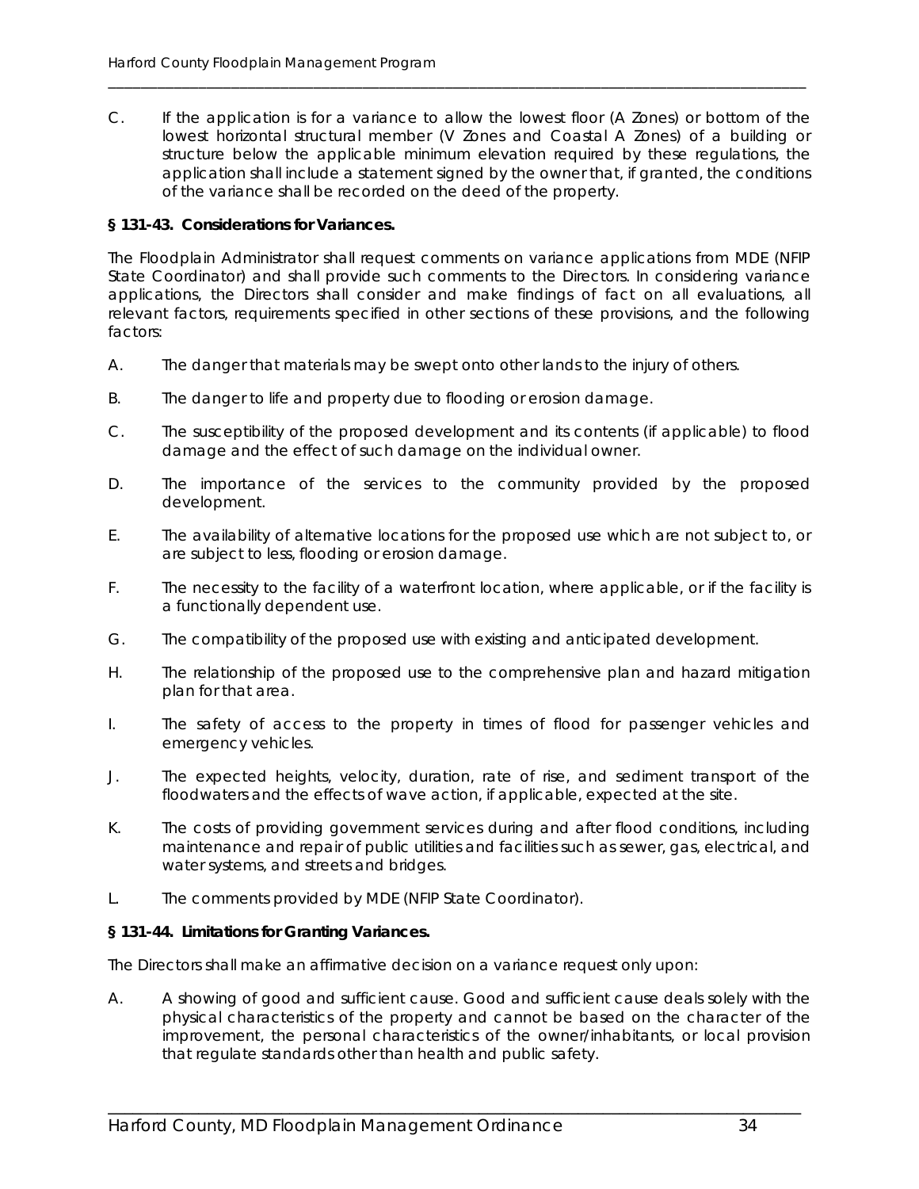C. If the application is for a variance to allow the lowest floor (A Zones) or bottom of the lowest horizontal structural member (V Zones and Coastal A Zones) of a building or structure below the applicable minimum elevation required by these regulations, the application shall include a statement signed by the owner that, if granted, the conditions of the variance shall be recorded on the deed of the property.

**§ 131-43. Considerations for Variances.**

The Floodplain Administrator shall request comments on variance applications from MDE (NFIP State Coordinator) and shall provide such comments to the Directors. In considering variance applications, the Directors shall consider and make findings of fact on all evaluations, all relevant factors, requirements specified in other sections of these provisions, and the following factors:

A. The danger that materials may be swept onto other lands to the injury of others.

B. The danger to life and property due to flooding or erosion damage.

C. The susceptibility of the proposed development and its contents (if applicable) to flood damage and the effect of such damage on the individual owner.

D. The importance of the services to the community provided by the proposed development.

E. The availability of alternative locations for the proposed use which are not subject to, or are subject to less, flooding or erosion damage.

F. The necessity to the facility of a waterfront location, where applicable, or if the facility is a functionally dependent use.

G. The compatibility of the proposed use with existing and anticipated development.

H. The relationship of the proposed use to the comprehensive plan and hazard mitigation plan for that area.

I. The safety of access to the property in times of flood for passenger vehicles and emergency vehicles.

J. The expected heights, velocity, duration, rate of rise, and sediment transport of the floodwaters and the effects of wave action, if applicable, expected at the site.

K. The costs of providing government services during and after flood conditions, including maintenance and repair of public utilities and facilities such as sewer, gas, electrical, and water systems, and streets and bridges.

L. The comments provided by MDE (NFIP State Coordinator).

**§ 131-44. Limitations for Granting Variances.**

The Directors shall make an affirmative decision on a variance request only upon:

A. A showing of good and sufficient cause. Good and sufficient cause deals solely with the physical characteristics of the property and cannot be based on the character of the improvement, the personal characteristics of the owner/inhabitants, or local provision that regulate standards other than health and public safety.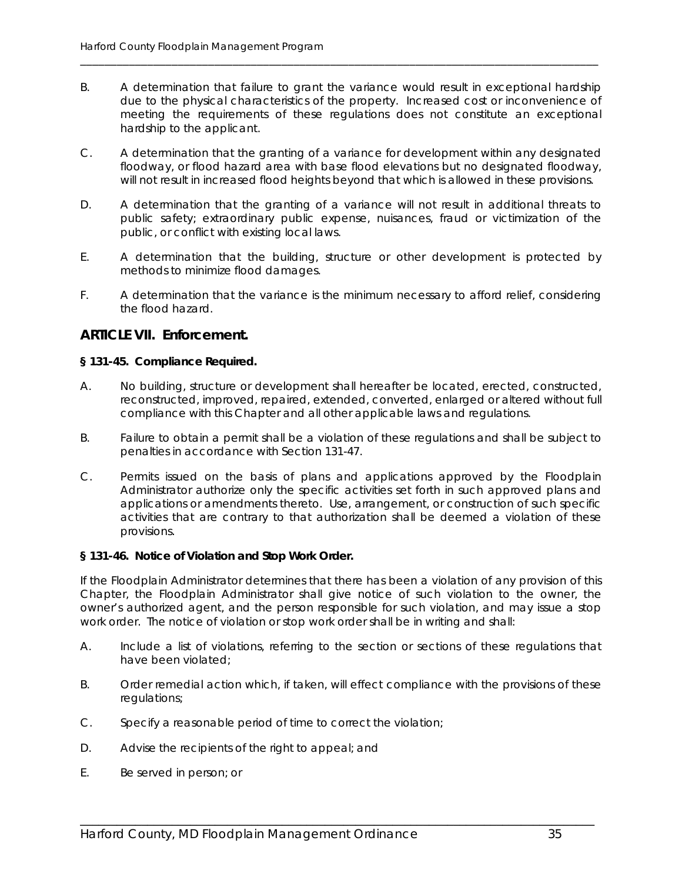B. A determination that failure to grant the variance would result in exceptional hardship due to the physical characteristics of the property. Increased cost or inconvenience of meeting the requirements of these regulations does not constitute an exceptional hardship to the applicant.

C. A determination that the granting of a variance for development within any designated floodway, or flood hazard area with base flood elevations but no designated floodway, will not result in increased flood heights beyond that which is allowed in these provisions.

D. A determination that the granting of a variance will not result in additional threats to public safety; extraordinary public expense, nuisances, fraud or victimization of the public, or conflict with existing local laws.

E. A determination that the building, structure or other development is protected by methods to minimize flood damages.

F. A determination that the variance is the minimum necessary to afford relief, considering the flood hazard.

## ARTICLE VII. Enforcement.

### § 131-45. Compliance Required.

A. No building, structure or development shall hereafter be located, erected, constructed, reconstructed, improved, repaired, extended, converted, enlarged or altered without full compliance with this Chapter and all other applicable laws and regulations.

B. Failure to obtain a permit shall be a violation of these regulations and shall be subject to penalties in accordance with Section 131-47.

C. Permits issued on the basis of plans and applications approved by the Floodplain Administrator authorize only the specific activities set forth in such approved plans and applications or amendments thereto. Use, arrangement, or construction of such specific activities that are contrary to that authorization shall be deemed a violation of these provisions.

### § 131-46. Notice of Violation and Stop Work Order.

If the Floodplain Administrator determines that there has been a violation of any provision of this Chapter, the Floodplain Administrator shall give notice of such violation to the owner, the owner's authorized agent, and the person responsible for such violation, and may issue a stop work order. The notice of violation or stop work order shall be in writing and shall:

A. Include a list of violations, referring to the section or sections of these regulations that have been violated;

B. Order remedial action which, if taken, will effect compliance with the provisions of these regulations;

C. Specify a reasonable period of time to correct the violation;

D. Advise the recipients of the right to appeal; and

E. Be served in person; or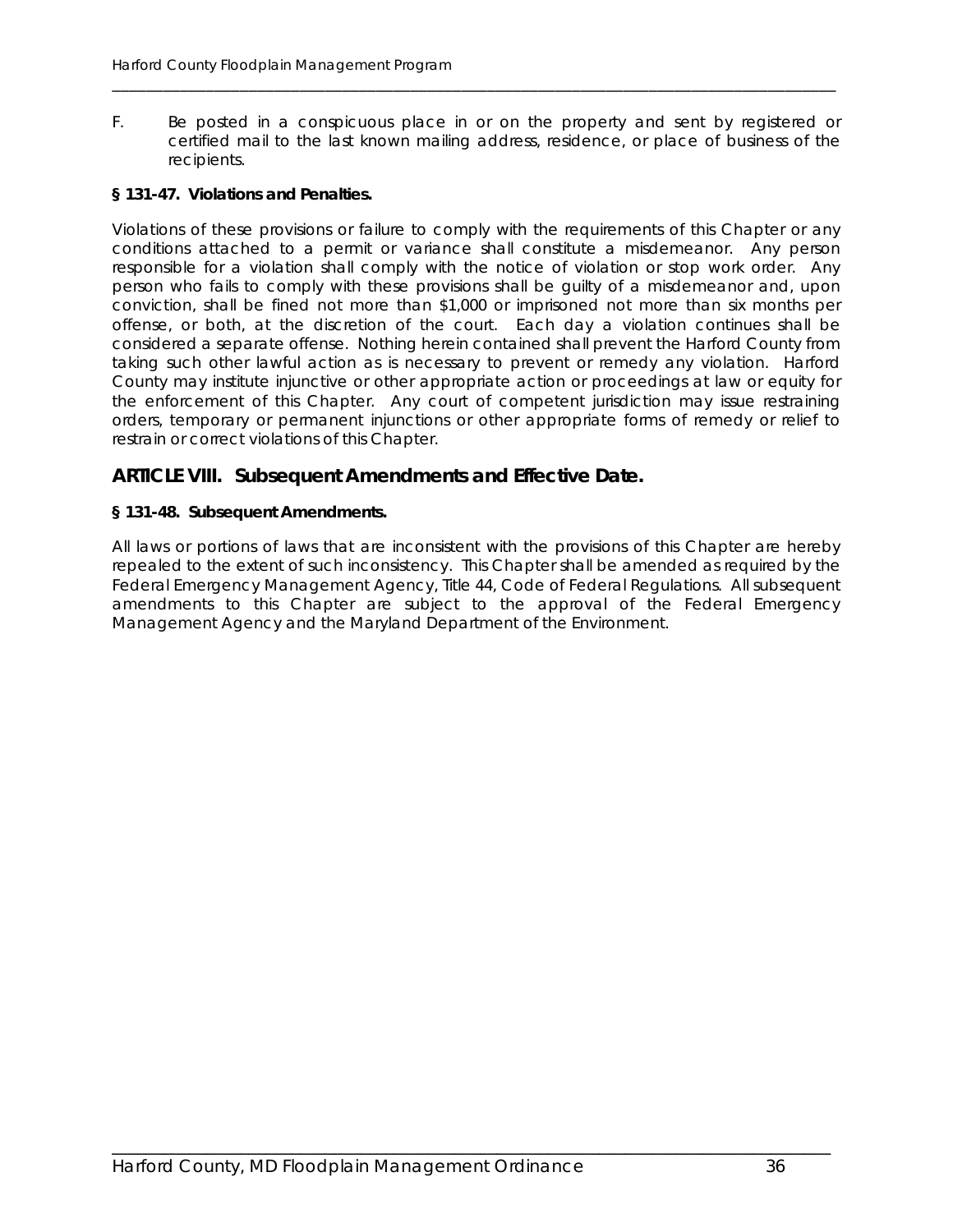F. Be posted in a conspicuous place in or on the property and sent by registered or certified mail to the last known mailing address, residence, or place of business of the recipients.

**§ 131-47. Violations and Penalties.**

Violations of these provisions or failure to comply with the requirements of this Chapter or any conditions attached to a permit or variance shall constitute a misdemeanor. Any person responsible for a violation shall comply with the notice of violation or stop work order. Any person who fails to comply with these provisions shall be guilty of a misdemeanor and, upon conviction, shall be fined not more than $1,000 or imprisoned not more than six months per offense, or both, at the discretion of the court. Each day a violation continues shall be considered a separate offense. Nothing herein contained shall prevent the Harford County from taking such other lawful action as is necessary to prevent or remedy any violation. Harford County may institute injunctive or other appropriate action or proceedings at law or equity for the enforcement of this Chapter. Any court of competent jurisdiction may issue restraining orders, temporary or permanent injunctions or other appropriate forms of remedy or relief to restrain or correct violations of this Chapter.

## ARTICLE VIII. Subsequent Amendments and Effective Date.

**§ 131-48. Subsequent Amendments.**

All laws or portions of laws that are inconsistent with the provisions of this Chapter are hereby repealed to the extent of such inconsistency. This Chapter shall be amended as required by the Federal Emergency Management Agency, Title 44, Code of Federal Regulations. All subsequent amendments to this Chapter are subject to the approval of the Federal Emergency Management Agency and the Maryland Department of the Environment.